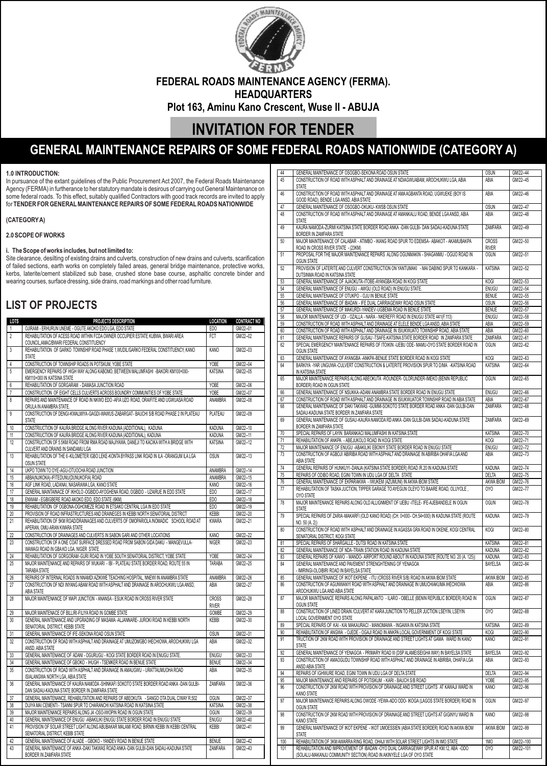# FEDERAL ROADS MAINTENANCE AGENCY (FERMA).

## HEADQUARTERS

**Plot 163, Aminu Kano Crescent, Wuse II - ABUJA**

# INVITATION FOR TENDER

## GENERAL MAINTENANCE REPAIRS OF SOME FEDERAL ROADS NATIONWIDE (CATEGORY A)

### 1.0 INTRODUCTION:

In pursuance of the extant guidelines of the Public Procurement Act 2007, the Federal Roads Maintenance Agency (FERMA) in furtherance to her statutory mandate is desirous of carrying out General Maintenance on some federal roads. To this effect, suitably qualified Contractors with good track records are invited to apply for **TENDER FOR GENERAL MAINTENANCE REPAIRS OF SOME FEDERAL ROADS NATIONWIDE**

**(CATEGORY A)**

### 2.0 SCOPE OF WORKS

**i. The Scope of works includes, but not limited to:**

Site clearance, desilting of existing drains and culverts, construction of new drains and culverts, scarification of failed sections, earth works on completely failed areas, general bridge maintenance, protective works, kerbs, laterite/cement stabilized sub base, crushed stone base course, asphaltic concrete binder and wearing courses, surface dressing, side drains, road markings and other road furniture.

## LIST OF PROJECTS

| LOTS | PROJECTS DESCRIPTION | LOCATION | CONTRACT NO |
|---|---|---|---|
| 1 | OJIRAMI - ERHURUN UNEME - OGUTE AKOKO EDO LGA, EDO STATE | EDO | GM/22--01 |
| 2 | REHABILITATION OF ACESS ROAD WITHIN FCDA OWNER OCCUPIER ESTATE KUBWA, BWARI AREA COUNCIL,AMAC/BWARI FEDERAL CONSTITUENCY | FCT | GM/22--02 |
| 3 | REHABILITATION OF GARKO TOWNSHIP ROAD PHASE 1,WUDIL/GARKO FEDERAL CONSTITUENCY, KANO STATE | KANO | GM/22--03 |
| 4 | CONSTRUCTION OF TOWNSHIP ROADS IN POTSKUM, YOBE STATE | YOBE | GM/22--04 |
| 5 | EMERGENCY REPAIRS OF HIGH WAY ALONG KABOMO, BETWEEN MALUMFASHI -BAKORI KM100+000-KM110+000 IN KATSINA STATE | KATSINA | GM/22--05 |
| 6 | REHABILITATION OF GORGARAM - DAMASA JUNCTION ROAD | YOBE | GM/22--06 |
| 7 | CONSTRUCTION OF EIGHT CELLS CULVERTS ACROSS BOUNDRY COMMUNITIES OF YOBE STATE | YOBE | GM/22--07 |
| 8 | REPAIRS AND MAINTENANCE OF ROAD IN NKWO EDO -AFIA UZO ROAD, ORAIFITE AND UGWUASA ROAD ORULA IN ANAMBRA STATE. | ANAMBRA | GM/22--08 |
| 9 | CONSTRUCTION OF DENGI-KWALMIYA-GAGDI-WAWUS-ZABARGAT- BAUCHI S/B ROAD PHASE 2 IN PLATEAU STATE | PLATEAU | GM/22--09 |
| 10 | CONSTRIUCTION OF KAURA BRIDGE ALONG RIVER KADUNA (ADDITIONAL), KADUNA | KADUNA | GM/22--10 |
| 11 | CONSTRUCTION OF KAURA BRIDGE ALONG RIVER KADUNA (ADDITIONAL), KADUNA | KADUNA | GM/22--11 |
| 12 | CONSTRUCTION OF 5.5KM ROAD FROM RMA ROAD MAJIYAWA, DANEJI TO KACIKA WITH A BRIDGE WITH CULVERT AND DRAINS IN SANDAMU LGA | KATSINA | GM/22--12 |
| 13 | REHABILITATION OF THE 6 -KILOMETER IGBO LEKE-KONTA BYPASS LINK ROAD IN ILA -ORANGUM ILA LGA OSUN STATE | OSUN | GM/22--13 |
| 14 | UKPO TOWN TO OYE-AGU-OTUOCHA ROAD JUNCTION | ANAMBRA | GM/22--14 |
| 15 | ABBA(NJIKOKA)-IFITEDUNU(DUNUKOFIA) ROAD | ANAMBRA | GM/22--15 |
| 16 | AGF LINK ROAD, LADANAI, NASARAWA LGA, KANO STATE | KANO | GM/22--16 |
| 17 | GENERAL MAINTAINACE OF IKHOLO -OGBIDO-AYOGHENA ROAD, OGBIDO - UZAIRUE IN EDO STATE | EDO | GM/22--17 |
| 18 | ENWAM - EGBIGBERE ROAD AKOKO EDO, EDO STATE (6KM) | EDO | GM/22--18 |
| 19 | REHABILITATION OF OGBONA-OGHOMEZE ROAD IN ETSAKO CENTRAL LGA IN EDO STATE | EDO | GM/22--19 |
| 20 | PROVISION OF ROAD INFRASTRUCTURES AND DRAINEGES IN KEBBI NORTH SENATORIAL DISTRICT | KEBBI | GM/22--20 |
| 21 | REHABILITATION OF 5KM ROAD/DRAINAGES AND CULVERTS OF OMOPARIOLA /NOMADIC SCHOOL ROAD AT APERAN, OMU-ARAN KWARA STATE | KWARA | GM/22--21 |
| 22 | CONSTRUCTION OF DRAINAGES AND CULVERTS IN SABON GARI AND OTHER LOCATIONS | KANO | GM/22--22 |
| 23 | CONSTRUCTION OF A ONE COAT SURFACE DRESSED ROAD FROM SABON GIDA DAKU - MANGEVULLA-WAWAGI ROAD IN GBAKO LGA, NIGER STATE | NIGER | GM/22--23 |
| 24 | REHABILITATION OF GORGORAM -GURI ROAD IN YOBE SOUTH SENATORIAL DISTRICT, YOBE STATE | YOBE | GM/22--24 |
| 25 | MAJOR MAINTENANCE AND REPAIRS OF WUKARI - IBI - PLATEAU STATE BORDER ROAD, ROUTE 55 IN TARABA STATE | TARABA | GM/22--25 |
| 26 | REPAIRS OF INTERNAL ROADS IN NNAMDI AZIKIWE TEACHING HOSPITAL, NNEWI IN ANAMBRA STATE | ANAMBRA | GM/22--26 |
| 27 | CONSTRUCTION OF NDI INYANG ABAM ROAD WITH ASPHALT AND DRAINAGE IN AROCHUKWU LGA ANSD, ABIA STATE | ABIA | GM/22--27 |
| 28 | MAJOR MAINTENANCE OF WAPI JUNCTION - ANANSA - ESUK ROAD IN CROSS RIVER STATE | CROSS RIVER | GM/22--28 |
| 29 | MAJOR MAINTENACE OF BILLIRI-FILIYA ROAD IN GOMBE STATE | GOMBE | GM/22--29 |
| 30 | GENERAL MAINTENANCE AND UPGRADING OF MASAMA -ALJANNARE- JUROKI ROAD IN KEBBI NORTH SENATORIAL DISTRICT, KEBBI STATE | KEBBI | GM/22--30 |
| 31 | GENERAL MAINTENANCE OF IFE-SEKONA ROAD OSUN STATE | OSUN | GM/22--31 |
| 32 | CONSTRUCTION OF ROAD WITH ASPHALT AND DRAINAGE AT UMUZOMGBO IHECHIOWA, AROCHUKWU LGA ANSD, ABIA STATE | ABIA | GM/22--32 |
| 33 | GENERAL MAINTENANCE OF ADANI - OGURUGU - KOGI STATE BORDER ROAD IN ENUGU STATE. | ENUGU | GM/22--33 |
| 34 | GENERAL MAINTENANCE OF GBOKO - IHUGH - TSEMKER ROAD IN BENUE STATE | BENUE | GM/22--34 |
| 35 | CONSTRUCTION OF ROAD WITH ASPHALT AND DRAINAGE IN AMAUGWU - URATTAUMUOHA ROAD ISIALANGWA NORTH LGA, ABIA STATE | ABIA | GM/22--35 |
| 36 | GENERAL MAINTENANCE OF KAURA NAMODA -SHINKAFI SOKOTO STATE BORDER ROAD ANKA -DAN GULBI-DAN SADAU-KADUNA STATE BORDER IN ZAMFARA STATE | ZAMFARA | GM/22--36 |
| 37 | GENERAL MAINTENANCE, REHABILITATION AND REPAIRS OF ABEOKUTA - SANGO OTA DUAL C/WAY R.502 | OGUN | GM/22--37 |
| 38 | DUIYA MAI CEMENTI - TSANNI SPUR TO CHARANCHI KATSINA ROAD IN KATSINA STATE | KATSINA | GM/22--38 |
| 39 | MAJOR MAINTENANCE REPAIRS ALONG J4 -OSO-IWOPIN ROAD IN OGUN STATE | OGUN | GM/22--39 |
| 40 | GENERAL MAINTENANCE OF ENUGU -ABAKILIKI ENUGU STATE BORDER ROAD IN ENUGU STATE | ENUGU | GM/22--40 |
| 41 | PROVISION OF SOLAR STREET LIGHT ALONG ABUBAKAR MALAMI ROAD, BIRNIN KEBBI IN KEBBI CENTRAL SENATORIAL DISTRICT, KEBBI STATE | KEBBI | GM/22--41 |
| 42 | GENERAL MAINTENANCE OF ALIADE - GBOKO - YANDEV ROAD IN BENUE STATE | BENUE | GM/22--42 |
| 43 | GENERAL MAINTENANCE OF ANKA -DAKI TAKWAS ROAD ANKA -DAN GULBI-DAN SADAU-KADUNA STATE BORDER IN ZAMFARA STATE | ZAMFARA | GM/22--43 |
| 44 | GENERAL MAINTENANCE OF OSOGBO-SEKONA ROAD OSUN STATE | OSUN | GM/22--44 |
| 45 | CONSTRUCTION OF ROAD WITH ASPHALT AND DRAINAGE AT NDIAGWUABAM, AROCHUKWU LGA, ABIA STATE | ABIA | GM/22--45 |
| 46 | CONSTRUCTION OF ROAD WITH ASPHALT AND DRAINAGE AT AMA AGBANTA ROAD, UGWUEKE (BOY IS GOOD ROAD), BENDE LGA ANSD, ABIA STATE | ABIA | GM/22--46 |
| 47 | GENERAL MAINTENANCE OF OSOGBO-OKUKU- KWSB OSUN STATE | OSUN | GM/22--47 |
| 48 | CONSTRUCTION OF ROAD WITH ASPHALT AND DRAINAGE AT AMANKALU ROAD, BENDE LGA ANSD, ABIA STATE | ABIA | GM/22--48 |
| 49 | KAURA NAMODA-ZURMI KATSINA STATE BORDER ROAD ANKA -DAN GULBI- DAN SADAU-KADUNA STATE BORDER IN ZAMFARA STATE | ZAMFARA | GM/22--49 |
| 50 | MAJOR MAINTENANCE OF CALABAR - ATIMBO - IKANG ROAD SPUR TO EDEMSA- ABAKOT - AKAMUBAKPA ROAD IN CROSS RIVER STATE - (23KM) | CROSS RIVER | GM/22--50 |
| 51 | PROPOSAL FOR THE MAJOR MAINTENANCE REPAIRS ALONG OGUNMAKIN - SHAGANMU - OGIJO ROAD IN OGUN STATE | OGUN | GM/22--51 |
| 52 | PROVISION OF LATERITE AND CULVERT CONSTRUCTION ON YANTUMAKI - MAI DABINO SPUR TO KANKARA - DUTSINMA ROAD IN KATSINA STATE | KATSINA | GM/22--52 |
| 53 | GENERAL MAINTENANCE OF AJAOKUTA-ITOBE-AYANGBA ROAD IN KOGI STATE | KOGI | GM/22--53 |
| 54 | GENERAL MAINTENANCE OF ENUGU - AWGU (OLD ROAD) IN ENUGU STATE. | ENUGU | GM/22--54 |
| 55 | GENERAL MAINTENANCE OF OTUKPO - OJU IN BENUE STATE | BENUE | GM/22--55 |
| 56 | GENERAL MAINTENANCE OF IBADAN - IFE DUAL CARRIAGEWAY ROAD OSUN STATE | OSUN | GM/22--56 |
| 57 | GENERAL MAINTENANCE OF MAKURDI-YANDEV-UGBEMA ROAD IN BENUE STATE | BENUE | GM/22--57 |
| 58 | MAJOR MAINTENANCE OF UDI - OZALLA - NARA - NKEREFFI ROAD IN ENUGU STATE 441(F.113) | ENUGU | GM/22--58 |
| 59 | CONSTRUCTION OF ROAD WITH ASPHALT AND DRAINAGE AT ELELE BENDE LGA ANSD, ABIA STATE | ABIA | GM/22--59 |
| 60 | CONSTRUCTION OF ROAD WITH ASPHALT AND DRAINAGE IN ISIUKWUATO TOWNSHIP ROAD, ABIA STATE | ABIA | GM/22--60 |
| 61 | GENERAL MAINTENANCE REPAIRS OF GUSAU -TSAFE-KATSINA STATE BORDER ROAD IN ZAMFARA STATE | ZAMFARA | GM/22--61 |
| 62 | SPECIAL EMERGENCY MAINTENANCE REPAIRS OF ITOIKIN -IJEBU ODE- MAMU-OYO STATE BORDER ROAD IN OGUN STATE | OGUN | GM/22--62 |
| 63 | GENERAL MAINTENANCE OF AYANGBA -ANKPA-BENUE STATE BORDER ROAD IN KOGI STATE | KOGI | GM/22--63 |
| 64 | BARKIYA -YAR UNGUWA-CULVERT CONSTRUCTION & LATERITE PROVISION SPUR TO D/MA -KATSINA ROAD IN KATSINA STATE | KATSINA | GM/22--64 |
| 65 | MAJOR MAINTENANCE REPAIRS ALONG ABEOKUTA -ROUNDER- OLORUNDER-IMEKO (BENIN REPUBLIC BORDER) ROAD IN OGUN STATE | OGUN | GM/22--65 |
| 66 | GENERAL MAINTENANCE OF NSUKKA-ADANI ANAMBRA STATE BORDER ROAD IN ENUGU STATE | ENUGU | GM/22--66 |
| 67 | CONSTRUCTION OF ROAD WITH ASPHALT AND DRAINAGE IN ISIUKWUATOR TOWNSHIP ROAD IN ABIA STATE | ABIA | GM/22--67 |
| 68 | GENERAL MAINTENANCE OF DAKI TAKWAS -GUMMI-SOKOTO STATE BORDER ROAD ANKA -DAN GULBI-DAN SADAU-KADUNA STATE BORDER IN ZAMFARA STATE | ZAMFARA | GM/22--68 |
| 69 | GENERAL MAINTENANCE OF GUSAU-KAURA NAMODA RD ANKA -DAN GULBI-DAN SADAU-KADUNA STATE BORDER IN ZAMFARA STATE | ZAMFARA | GM/22--69 |
| 70 | SPECIAL REPAIRS OF LAYIN BARANKACI MALUMFASHI IN KATSINA STATE | KATSINA | GM/22--70 |
| 71 | REHABILITATION OF ANKPA - ABEJUKOLO ROAD IN KOGI STATE | KOGI | GM/22--71 |
| 72 | MAJOR MAINTENANCE OF ENUGU -ABAKILIKI EBONYI STATE BORDER ROAD IN ENUGU STATE | ENUGU | GM/22--72 |
| 73 | CONSTRUCTION OF AGBOJI ABIRIBA ROAD WITH ASPHALT AND DRAINAGE IN ABIRIBA OHAFIA LGA AND ABIA STATE | ABIA | GM/22--73 |
| 74 | GENERAL REPAIRS OF HUNKUYI -DANJA (KATSINA STATE BORDER) ROAD /R.20 IN KADUNA STATE | KADUNA | GM/22--74 |
| 75 | REPAIRS OF ODIBO ROAD, EGINI TOWN IN UDU LGA OF DELTA STATE | DELTA | GM/22--75 |
| 76 | GENERAL MAINTENANCE OF EKPARAKWA - IWUKEM (AZUMUNI) IN AKWA IBOM STATE | AKWA IBOM | GM/22--76 |
| 77 | REHABILITATION OF TASKA JUCTION, TIPPER GARAGE TO AYEGUN OLEYO TO BAARE ROAD, OLUYOLE , OYO STATE | OYO | GM/22--77 |
| 78 | MAJOR MAINTENANCE REPAIRS ALONG OLD ALLIGNMENT OF IJEBU -ITELE- IFE-AJEBANDELE IN OGUN STATE | OGUN | GM/22--78 |
| 79 | SPECIAL REPAIRS OF ZARIA -MAKARFI (OLD KANO ROAD) (CH. 0+000- CH.54+000) IN KADUNA STATE (ROUTE NO. 50 (A. 2)) | KADUNA | GM/22--79 |
| 80 | CONSTRUCTION OF ROAD WITH ASPHALT AND DRAINAGE IN AGASSA GRA ROAD IN OKENE, KOGI CENTRAL SENATORIAL DISTRICT, KOGI STATE | KOGI | GM/22--80 |
| 81 | SPECIAL REPAIRS OF SHARGALLE - DUTSI ROAD IN KATSINA STATE | KATSINA | GM/22--81 |
| 82 | GENERAL MAINTENANCE OF NDA-TRAIN STATION ROAD IN KADUNA STATE | KADUNA | GM/22--82 |
| 83 | GENERAL REPAIRS OF KAWO - MANDO- AIRPORT ROUND ABOUT IN KADUNA STATE (ROUTE NO. 20 (A. 125)) | KADUNA | GM/22--83 |
| 84 | GENERAL MAINTENANCE AND PAVEMENT STRENGHTENING OF YENAGOA - IMIRINGI-OLOIBIRI ROAD IN BAYELSA STATE | BAYELSA | GM/22--84 |
| 85 | GENERAL MAINTENANCE OF IKOT EKPENE - ITU (CROSS RIVER S/B) ROAD IN AKWA IBOM STATE | AKWA IBOM | GM/22--85 |
| 86 | CONSTRUCTION OF AGUNWANYI ROAD WITH ASPHALT AND DRAINAGE IN UMUCHIAKUMA IHECHIOWA AROCHUKWU LGA AND ABIA STATE | ABIA | GM/22--86 |
| 87 | MAJOR MAINTENANCE REPAIRS ALONG PAPALANTO - ILARO - OBELLE (BENIN REPUBLIC BORDER) ROAD IN OGUN STATE | OGUN | GM/22--87 |
| 88 | CONSTRUCTION OF LINED DRAIN /CULVERT AT KARA JUNCTION TO PELLER JUCTION LSEYIN, LSEYIN LOCAL GOVERNMENT OYO STATE | OYO | GM/22--88 |
| 89 | SPECIAL REPAIRS OF KAI - KAI MAKAURACI - MANOMAWA - INGAWA IN KATSINA STATE | KATSINA | GM/22--89 |
| 90 | REHABILITATION OF ANGWA - OJEDE - OGAJI ROAD IN ANKPA LOCAL GOVERNMENT OF KOGI STATE | KOGI | GM/22--90 |
| 91 | TRUCTION OF 2KM ROAD WITH PROVISION OF DRAINAGE AND STREET LIGHTS AT GAMA WARD IN KANO STATE | KANO | GM/22--91 |
| 92 | GENERAL MAINTENANCE OF YENAGOA - PRIMARY ROAD III (DSP ALAMEISEIGHA WAY) IN BAYELSA STATE | BAYELSA | GM/22--92 |
| 93 | CONSTRUCTION OF AMAOGUDU TOWNSHIP ROAD WITH ASPHALT AND DRAINAGE IN ABIRIBA, OHAFIA LGA ANSD ABIA STATE | ABIA | GM/22--93 |
| 94 | REPAIRS OF IGHWURE ROAD, EGINI TOWN IN UDU LGA OF DELTA STATE | DELTA | GM/22--94 |
| 95 | MAJOR MAINTENANCE AND REPAIRS OF POTISKUM - KARI - BAUCH S/B ROAD | YOBE | GM/22--95 |
| 96 | CONSTRUCTION OF 2KM ROAD WITH PROVISION OF DRAINAGE AND STREET LIGHTS AT KAWAJI WARD IN KANO STATE | KANO | GM/22--96 |
| 97 | MAJOR MAINTENANCE REPAIRS ALONG OWODE -YEWA-ADO ODO- IKOGA (LAGOS STATE BORDER) ROAD IN OGUN STATE | OGUN | GM/22--97 |
| 98 | CONSTRUCTION OF 2KM ROAD WITH PROVISION OF DRAINAGE AND STREET LIGHTS AT GIGINYU WARD IN KANO STATE | KANO | GM/22--98 |
| 99 | GENERAL MAINTENANCE OF IKOT EKPENE - IKOT UMOESSIEN (ABIA STATE BORDER) ROAD IN AKWA IBOM STATE | AKWA IBOM | GM/22--99 |
| 100 | REHABILITATION OF 3KM AWARRA RING ROAD, OHAJI WITH SOLAR STREET LIGHTS IN IMO STATE | IMO | GM/22--100 |
| 101 | REHABILITATION AND IMPROVEMENT OF IBADAN -OYO DUAL CARRIAGEWAY SPUR AT KM.12, ABA -ODO (SOLALU-MAKANJU COMMUNITY SECTION) ROAD IN AKINYELE LGA OF OYO STATE | OYO | GM/22--101 |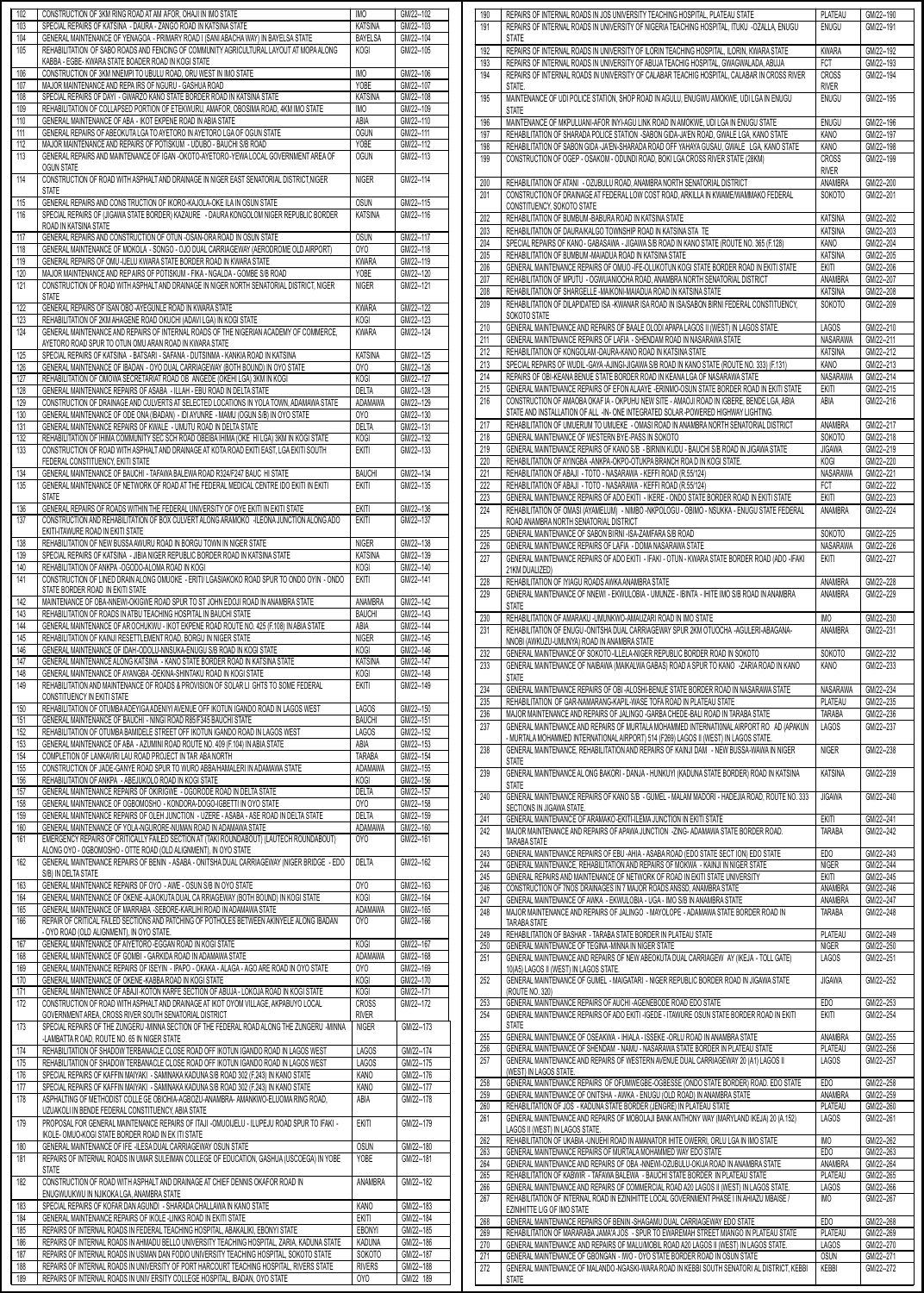| | | | |
|---|---|---|---|
| 102 | CONSTRUCTION OF 3KM RING ROAD AT AM AFOR, OHAJI IN IMO STATE | IMO | GM/22--102 |
| 103 | SPECIAL REPAIRS OF KATSINA - DAURA - ZANGO ROAD IN KATSINA STATE | KATSINA | GM/22--103 |
| 104 | GENERAL MAINTENANCE OF YENAGOA - PRIMARY ROAD I (SANI ABACHA WAY) IN BAYELSA STATE | BAYELSA | GM/22--104 |
| 105 | REHABILITATION OF SABO ROADS AND FENCING OF COMMUNITY AGRICULTURAL LAYOUT AT MOPA ALONG KABBA - EGBE- KWARA STATE BOADER ROAD IN KOGI STATE | KOGI | GM/22--105 |
| 106 | CONSTRUCTION OF 3KM NNEMPI TO UBULU ROAD, ORU WEST IN IMO STATE | IMO | GM/22--106 |
| 107 | MAJOR MAINTENANCE AND REPAIRS OF NGURU - GASHUA ROAD | YOBE | GM/22--107 |
| 108 | SPECIAL REPAIRS OF DAYI - GWARZO KANO STATE BORDER ROAD IN KATSINA STATE | KATSINA | GM/22--108 |
| 109 | REHABILITATION OF COLLAPSED PORTION OF ETEKWURU, AMAFOR, OBOSIMA ROAD, 4KM IMO STATE | IMO | GM/22--109 |
| 110 | GENERAL MAINTENANCE OF ABA - IKOT EKPENE ROAD IN ABIA STATE | ABIA | GM/22--110 |
| 111 | GENERAL REPAIRS OF ABEOKUTA LGA TO AYETORO IN AYETORO LGA OF OGUN STATE | OGUN | GM/22--111 |
| 112 | MAJOR MAINTENANCE AND REPAIRS OF POTISKUM - UDUBO - BAUCHI S/B ROAD | YOBE | GM/22--112 |
| 113 | GENERAL REPAIRS AND MAINTENANCE OF IGAN -OKOTO-AYETORO-YEWA LOCAL GOVERNMENT AREA OF OGUN STATE | OGUN | GM/22--113 |
| 114 | CONSTRUCTION OF ROAD WITH ASPHALT AND DRAINAGE IN NIGER EAST SENATORIAL DISTRICT,NIGER STATE | NIGER | GM/22--114 |
| 115 | GENERAL REPAIRS AND CONS TRUCTION OF IKORO-KAJOLA-OKE ILA IN OSUN STATE | OSUN | GM/22--115 |
| 116 | SPECIAL REPAIRS OF (JIGAWA STATE BORDER) KAZAURE - DAURA KONGOLOM NIGER REPUBLIC BORDER ROAD IN KATSINA STATE | KATSINA | GM/22--116 |
| 117 | GENERAL REPAIRS AND CONSTRUCTION OF OTUN -OSAN-ORA ROAD IN OSUN STATE | OSUN | GM/22--117 |
| 118 | GENERAL MAINTENANCE OF MOKOLA - SONGO - OJO DUAL CARRIAGEWAY (AERODROME OLD AIRPORT) | OYO | GM/22--118 |
| 119 | GENERAL REPAIRS OF OMU-IJELU KWARA STATE BORDER ROAD IN KWARA STATE | KWARA | GM/22--119 |
| 120 | MAJOR MAINTENANCE AND REPAIRS OF POTISKUM - FIKA - NGALDA - GOMBE S/B ROAD | YOBE | GM/22--120 |
| 121 | CONSTRUCTION OF ROAD WITH ASPHALT AND DRAINAGE IN NIGER NORTH SENATORIAL DISTRICT, NIGER STATE | NIGER | GM/22--121 |
| 122 | GENERAL REPAIRS OF ISAN OBO -AYEGUNLE ROAD IN KWARA STATE | KWARA | GM/22--122 |
| 123 | REHABILITATION OF 2KM AHAGENE ROAD OKUCHI (ADAVI LGA) IN KOGI STATE | KOGI | GM/22--123 |
| 124 | GENERAL MAINTENANCE AND REPAIRS OF INTERNAL ROADS OF THE NIGERIAN ACADEMY OF COMMERCE, AYETORO ROAD SPUR TO OTUN OMU ARAN ROAD IN KWARA STATE | KWARA | GM/22--124 |
| 125 | SPECIAL REPAIRS OF KATSINA - BATSARI - SAFANA - DUTSINMA - KANKIA ROAD IN KATSINA | KATSINA | GM/22--125 |
| 126 | GENERAL MAINTENANCE OF IBADAN - OYO DUAL CARRIAGEWAY (BOTH BOUND) IN OYO STATE | OYO | GM/22--126 |
| 127 | REHABILITATION OF OMOWA SECRETARIAT ROAD OB ANGEDE (OKEHI LGA) 3KM IN KOGI | KOGI | GM/22--127 |
| 128 | GENERAL MAINTENANCE REPAIRS OF ASABA - ILLAH - EBU ROAD IN DELTA STATE | DELTA | GM/22--128 |
| 129 | CONSTRUCTION OF DRAINAGE AND CULVERTS AT SELECTED LOCATIONS IN YOLA TOWN, ADAMAWA STATE | ADAMAWA | GM/22--129 |
| 130 | GENERAL MAINTENANCE OF ODE ONA (IBADAN) - IDI AYUNRE - MAMU (OGUN S/B) IN OYO STATE | OYO | GM/22--130 |
| 131 | GENERAL MAINTENANCE REPAIRS OF KWALE - UMUTU ROAD IN DELTA STATE | DELTA | GM/22--131 |
| 132 | REHABILITATION OF IHIMA COMMUNITY SEC SCH ROAD OBEIBA IHIMA (OKE HI LGA) 3KM IN KOGI STATE | KOGI | GM/22--132 |
| 133 | CONSTRUCTION OF ROAD WITH ASPHALT AND DRAINAGE AT KOTA ROAD EKITI EAST, LGA EKITI SOUTH FEDERAL CONSTITUENCY, EKITI STATE | EKITI | GM/22--133 |
| 134 | GENERAL MAINTENANCE OF BAUCHI - TAFAWA BALEWA ROAD R324/F247 BAUC HI STATE | BAUCHI | GM/22--134 |
| 135 | GENERAL MAINTENANCE OF NETWORK OF ROAD AT THE FEDERAL MEDICAL CENTRE IDO EKITI IN EKITI STATE | EKITI | GM/22--135 |
| 136 | GENERAL REPAIRS OF ROADS WITHIN THE FEDERAL UNIVERSITY OF OYE EKITI IN EKITI STATE | EKITI | GM/22--136 |
| 137 | CONSTRUCTION AND REHABILITATION OF BOX CULVERT ALONG ARAMOKO -ILEONA JUNCTION ALONG ADO EKITI-ITAWURE ROAD IN EKITI STATE | EKITI | GM/22--137 |
| 138 | REHABILITATION OF NEW BUSSA AWURU ROAD IN BORGU TOWN IN NIGER STATE | NIGER | GM/22--138 |
| 139 | SPECIAL REPAIRS OF KATSINA - JIBIA NIGER REPUBLIC BORDER ROAD IN KATSINA STATE | KATSINA | GM/22--139 |
| 140 | REHABILITATION OF ANKPA -OGODO-ALOMA ROAD IN KOGI | KOGI | GM/22--140 |
| 141 | CONSTRUCTION OF LINED DRAIN ALONG OMUOKE - ERITI LGASIAKOKO ROAD SPUR TO ONDO OYIN - ONDO STATE BORDER ROAD IN EKITI STATE | EKITI | GM/22--141 |
| 142 | MAINTENANCE OF OBA-NNEWI-OKIGWE ROAD SPUR TO ST JOHN EDOJI ROAD IN ANAMBRA STATE | ANAMBRA | GM/22--142 |
| 143 | REHABILITATION OF ROADS IN ATBU TEACHING HOSPITAL IN BAUCHI STATE | BAUCHI | GM/22--143 |
| 144 | GENERAL MAINTENANCE OF AR OCHUKWU - IKOT EKPENE ROAD ROUTE NO. 425 (F.108) IN ABIA STATE | ABIA | GM/22--144 |
| 145 | REHABILITATION OF KAINJI RESETTLEMENT ROAD, BORGU IN NIGER STATE | NIGER | GM/22--145 |
| 146 | GENERAL MAINTENANCE OF IDAH-ODOLU-NNSUKA-ENUGU S/B ROAD IN KOGI STATE | KOGI | GM/22--146 |
| 147 | GENERAL MAINTENANCE ALONG KATSINA - KANO STATE BORDER ROAD IN KATSINA STATE | KATSINA | GM/22--147 |
| 148 | GENERAL MAINTENANCE OF AYANGBA -DEKINA-SHINTAKU ROAD IN KOGI STATE | KOGI | GM/22--148 |
| 149 | REHABILITATION AND MAINTENANCE OF ROADS & PROVISION OF SOLAR LI GHTS TO SOME FEDERAL CONSTITUENCY IN EKITI STATE | EKITI | GM/22--149 |
| 150 | REHABILITATION OF OTUMBA ADEYIGA ADENIYI AVENUE OFF IKOTUN IGANDO ROAD IN LAGOS WEST | LAGOS | GM/22--150 |
| 151 | GENERAL MAINTENANCE OF BAUCHI - NINGI ROAD R85/F345 BAUCHI STATE | BAUCHI | GM/22--151 |
| 152 | REHABILITATION OF OTUMBA BAMIDELE STREET OFF IKOTUN IGANDO ROAD IN LAGOS WEST | LAGOS | GM/22--152 |
| 153 | GENERAL MAINTENANCE OF ABA - AZUMINI ROAD ROUTE NO. 409 (F.104) IN ABIA STATE | ABIA | GM/22--153 |
| 154 | COMPLETION OF LANKAVIRI LAU ROAD PROJECT IN TAR ABA NORTH | TARABA | GM/22--154 |
| 155 | CONSTRUCTION OF JADE-GANYE ROAD SPUR TO WURO ABBA/HAMALERI IN ADAMAWA STATE | ADAMAWA | GM/22--155 |
| 156 | REHABILITATION OF ANKPA - ABEJUKOLO ROAD IN KOGI STATE | KOGI | GM/22--156 |
| 157 | GENERAL MAINTENANCE REPAIRS OF OKIRIGWE - OGORODE ROAD IN DELTA STATE | DELTA | GM/22--157 |
| 158 | GENERAL MAINTENANCE OF OGBOMOSHO - KONDORA-DOGO-IGBETTI IN OYO STATE | OYO | GM/22--158 |
| 159 | GENERAL MAINTENANCE REPAIRS OF OLEH JUNCTION - UZERE - ASABA - ASE ROAD IN DELTA STATE | DELTA | GM/22--159 |
| 160 | GENERAL MAINTENANCE OF YOLA-NGURORE-NUMAN ROAD IN ADAMAWA STATE | ADAMAWA | GM/22--160 |
| 161 | EMERGENCY REPAIRS OF CRITICALLY FAILED SECTION AT (TAKI ROUNDABOUT) (LAUTECH ROUNDABOUT) ALONG OYO - OGBOMOSHO - OTTE ROAD (OLD ALLIGNMENT), IN OYO STATE | OYO | GM/22--161 |
| 162 | GENERAL MAINTENANCE REPAIRS OF BENIN - ASABA - ONITSHA DUAL CARRIAGEWAY (NIGER BRIDGE - EDO S/B) IN DELTA STATE | DELTA | GM/22--162 |
| 163 | GENERAL MAINTENANCE REPAIRS OF OYO - AWE - OSUN S/B IN OYO STATE | OYO | GM/22--163 |
| 164 | GENERAL MAINTENANCE OF OKENE -AJAOKUTA DUAL CA RRIAGEWAY (BOTH BOUND) IN KOGI STATE | KOGI | GM/22--164 |
| 165 | GENERAL MAINTENANCE OF MARRABA -SEBORE-KARLIHI ROAD IN ADAMAWA STATE | ADAMAWA | GM/22--165 |
| 166 | REPAIR OF CRITICAL FAILED SECTIONS AND PATCHING OF POTHOLES BETWEEN AKINYELE ALONG IBADAN - OYO ROAD (OLD ALIGNMENT), IN OYO STATE. | OYO | GM/22--166 |
| 167 | GENERAL MAINTENANCE OF AIYETORO -EGGAN ROAD IN KOGI STATE | KOGI | GM/22--167 |
| 168 | GENERAL MAINTENANCE OF GOMBI - GARKIDA ROAD IN ADAMAWA STATE | ADAMAWA | GM/22--168 |
| 169 | GENERAL MAINTENANCE REPAIRS OF ISEYIN - IPAPO - OKAKA - ALAGA - AGO ARE ROAD IN OYO STATE | OYO | GM/22--169 |
| 170 | GENERAL MAINTENANCE OF OKENE -KABBA ROAD IN KOGI STATE | KOGI | GM/22--170 |
| 171 | GENERAL MAINTENANCE OF ABAJI -KOTON KARFE SECTION OF ABUJA - LOKOJA ROAD IN KOGI STATE | KOGI | GM/22--171 |
| 172 | CONSTRUCTION OF ROAD WITH ASPHALT AND DRAINAGE AT IKOT OYOM VILLAGE, AKPABUYO LOCAL GOVERNMENT AREA, CROSS RIVER SOUTH SENATORIAL DISTRICT | CROSS RIVER | GM/22--172 |
| 173 | SPECIAL REPAIRS OF THE ZUNGERU -MINNA SECTION OF THE FEDERAL ROAD ALONG THE ZUNGERU -MINNA -LAMBATTA R OAD, ROUTE NO. 65 IN NIGER STATE | NIGER | GM/22--173 |
| 174 | REHABILITATION OF SHADOW TERBANACLE CLOSE ROAD OFF IKOTUN IGANDO ROAD IN LAGOS WEST | LAGOS | GM/22--174 |
| 175 | REHABILITATION OF SHADOW TERBANACLE CLOSE ROAD OFF IKOTUN IGANDO ROAD IN LAGOS WEST | LAGOS | GM/22--175 |
| 176 | SPECIAL REPAIRS OF KAFFIN MAIYAKI - SAMINAKA KADUNA S/B ROAD 302 (F.243) IN KANO STATE | KANO | GM/22--176 |
| 177 | SPECIAL REPAIRS OF KAFFIN MAIYAKI - SAMINAKA KADUNA S/B ROAD 302 (F.243) IN KANO STATE | KANO | GM/22--177 |
| 178 | ASPHALTING OF METHODIST COLLE GE OBIOHIA-AGBOZU-ANAMBRA- AMANKWO-ELUOMA RING ROAD, UZUAKOLI IN BENDE FEDERAL CONSTITUENCY, ABIA STATE | ABIA | GM/22--178 |
| 179 | PROPOSAL FOR GENERAL MAINTENANCE REPAIRS OF ITAJI -OMUOJELU - ILUPEJU ROAD SPUR TO IFAKI - IKOLE- OMUO-KOGI STATE BORDER ROAD IN EK ITI STATE | EKITI | GM/22--179 |
| 180 | GENERAL MAINTENANCE OF IFE -ILESA DUAL CARRIAGEWAY OSUN STATE | OSUN | GM/22--180 |
| 181 | REPAIRS OF INTERNAL ROADS IN UMAR SULEIMAN COLLEGE OF EDUCATION, GASHUA (USCOEGA) IN YOBE STATE | YOBE | GM/22--181 |
| 182 | CONSTRUCTION OF ROAD WITH ASPHALT AND DRAINAGE AT CHIEF DENNIS OKAFOR ROAD IN ENUGWUUKWU IN NJIKOKA LGA, ANAMBRA STATE | ANAMBRA | GM/22--182 |
| 183 | SPECIAL REPAIRS OF KOFAR DAN AGUNDI - SHARADA CHALLAWA IN KANO STATE | KANO | GM/22--183 |
| 184 | GENERAL MAINTENANCE REPAIRS OF IKOLE -LINKS ROAD IN EKITI STATE | EKITI | GM/22--184 |
| 185 | REPAIRS OF INTERNAL ROADS IN FEDERAL TEACHING HOSPITAL, ABAKALIKI, EBONYI STATE | EBONYI | GM/22--185 |
| 186 | REPAIRS OF INTERNAL ROADS IN AHMADU BELLO UNIVERSITY TEACHING HOSPITAL, ZARIA, KADUNA STATE | KADUNA | GM/22--186 |
| 187 | REPAIRS OF INTERNAL ROADS IN USMAN DAN FODIO UNIVERSITY TEACHING HOSPITAL, SOKOTO STATE | SOKOTO | GM/22--187 |
| 188 | REPAIRS OF INTERNAL ROADS IN UNIVERSITY OF PORT HARCOURT TEACHING HOSPITAL, RIVERS STATE | RIVERS | GM/22--188 |
| 189 | REPAIRS OF INTERNAL ROADS IN UNIV ERSITY COLLEGE HOSPITAL, IBADAN, OYO STATE | OYO | GM/22 189 |
| 190 | REPAIRS OF INTERNAL ROADS IN JOS UNIVERSITY TEACHING HOSPITAL, PLATEAU STATE | PLATEAU | GM/22--190 |
| 191 | REPAIRS OF INTERNAL ROADS IN UNIVERSITY OF NIGERIA TEACHING HOSPITAL, ITUKU -OZALLA, ENUGU STATE | ENUGU | GM/22--191 |
| 192 | REPAIRS OF INTERNAL ROADS IN UNIVERSITY OF ILORIN TEACHING HOSPITAL, ILORIN, KWARA STATE | KWARA | GM/22--192 |
| 193 | REPAIRS OF INTERNAL ROADS IN UNIVERSITY OF ABUJA TEACHIG HOSPITAL, GWAGWALADA, ABUJA | FCT | GM/22--193 |
| 194 | REPAIRS OF INTERNAL ROADS IN UNIVERSITY OF CALABAR TEACHIG HOSPITAL, CALABAR IN CROSS RIVER STATE. | CROSS RIVER | GM/22--194 |
| 195 | MAINTENANCE OF UDI POLICE STATION, SHOP ROAD IN AGULU, ENUGWU AMOKWE, UDI LGA IN ENUGU STATE | ENUGU | GM/22--195 |
| 196 | MAINTENANCE OF MKPULUANI-AFOR INYI-AGU LINK ROAD IN AMOKWE, UDI LGA IN ENUGU STATE | ENUGU | GM/22--196 |
| 197 | REHABILITATION OF SHARADA POLICE STATION -SABON GIDA-JA'EN ROAD, GWALE LGA, KANO STATE | KANO | GM/22--197 |
| 198 | REHABILITATION OF SABON GIDA -JA'EN-SHARADA ROAD OFF YAHAYA GUSAU, GWALE LGA, KANO STATE | KANO | GM/22--198 |
| 199 | CONSTRUCTION OF OGEP - OSAKOM - ODUNDI ROAD, BOKI LGA CROSS RIVER STATE (28KM) | CROSS RIVER | GM/22--199 |
| 200 | REHABILITATION OF ATANI - OZUBULU ROAD, ANAMBRA NORTH SENATORIAL DISTRICT | ANAMBRA | GM/22--200 |
| 201 | CONSTRUCTION OF DRAINAGE AT FEDERAL LOW COST ROAD, ARKILLA IN KWAME/WAMMAKO FEDERAL CONSTITUENCY, SOKOTO STATE | SOKOTO | GM/22--201 |
| 202 | REHABILITATION OF BUMBUM -BABURA ROAD IN KATSINA STATE | KATSINA | GM/22--202 |
| 203 | REHABILITATION OF DAURA-KALGO TOWNSHIP ROAD IN KATSINA STA TE | KATSINA | GM/22--203 |
| 204 | SPECIAL REPAIRS OF KANO - GABASAWA - JIGAWA S/B ROAD IN KANO STATE (ROUTE NO. 365 (F.128) | KANO | GM/22--204 |
| 205 | REHABILITATION OF BUMBUM -MAIADUA ROAD IN KATSINA STATE | KATSINA | GM/22--205 |
| 206 | GENERAL MAINTENANCE REPAIRS OF OMUO -IFE-OLUKOTUN KOGI STATE BORDER ROAD IN EKITI STATE | EKITI | GM/22--206 |
| 207 | REHABILITATION OF MPUTU - OGWUANIOCHA ROAD, ANAMBRA NORTH SENATORIAL DISTRICT | ANAMBRA | GM/22--207 |
| 208 | REHABILITATION OF SHARGELLE -MAIKONI-MAIADUA ROAD IN KATSINA STATE | KATSINA | GM/22--208 |
| 209 | REHABILITATION OF DILAPIDATED ISA -KWANAR ISA ROAD IN ISA/SABON BIRNI FEDERAL CONSTITUENCY, SOKOTO STATE | SOKOTO | GM/22--209 |
| 210 | GENERAL MAINTENANCE AND REPAIRS OF BAALE OLODI APAPA LAGOS II (WEST) IN LAGOS STATE. | LAGOS | GM/22--210 |
| 211 | GENERAL MAINTENANCE REPAIRS OF LAFIA - SHENDAM ROAD IN NASARAWA STATE | NASARAWA | GM/22--211 |
| 212 | REHABILITATION OF KONGOLAM -DAURA-KANO ROAD IN KATSINA STATE | KATSINA | GM/22--212 |
| 213 | SPECIAL REPAIRS OF WUDIL-GAYA-AJINGI-JIGAWA S/B ROAD IN KANO STATE (ROUTE NO. 333) (F.131) | KANO | GM/22--213 |
| 214 | REPAIRS OF OBI-KEANA BENUE STATE BORDER ROAD IN KEANA LGA OF NASARAWA STATE | NASARAWA | GM/22--214 |
| 215 | GENERAL MAINTENANCE REPAIRS OF EFON ALAAYE -ERINMO-OSUN STATE BORDER ROAD IN EKITI STATE | EKITI | GM/22--215 |
| 216 | CONSTRUCTION OF AMAOBA OKAF IA - OKPUHU NEW SITE - AMAOJI ROAD IN IGBERE, BENDE LGA, ABIA STATE AND INSTALLATION OF ALL -IN- ONE INTEGRATED SOLAR-POWERED HIGHWAY LIGHTING. | ABIA | GM/22--216 |
| 217 | REHABILITATION OF UMUERUM TO UMUEKE - OMASI ROAD IN ANAMBRA NORTH SENATORIAL DISTRICT | ANAMBRA | GM/22--217 |
| 218 | GENERAL MAINTENANCE OF WESTERN BYE-PASS IN SOKOTO | SOKOTO | GM/22--218 |
| 219 | GENERAL MAINTENANCE REPAIRS OF KANO S/B - BIRNIN KUDU - BAUCHI S/B ROAD IN JIGAWA STATE | JIGAWA | GM/22--219 |
| 220 | REHABILITATION OF AYINGBA -ANKPA-OKPO-OTUKPA BRANCH ROA D IN KOGI STATE. | KOGI | GM/22--220 |
| 221 | REHABILITATION OF ABAJI - TOTO - NASARAWA - KEFFI ROAD (R.55/124) | NASARAWA | GM/22--221 |
| 222 | REHABILITATION OF ABAJI - TOTO - NASARAWA - KEFFI ROAD (R.55/124) | FCT | GM/22--222 |
| 223 | GENERAL MAINTENANCE REPAIRS OF ADO EKITI - IKERE - ONDO STATE BORDER ROAD IN EKITI STATE | EKITI | GM/22--223 |
| 224 | REHABILITATION OF OMASI (AYAMELUM) - NIMBO -NKPOLOGU - OBIMO - NSUKKA - ENUGU STATE FEDERAL ROAD ANAMBRA NORTH SENATORIAL DISTRICT | ANAMBRA | GM/22--224 |
| 225 | GENERAL MAINTENANCE OF SABON BIRNI -ISA-ZAMFARA S/B ROAD | SOKOTO | GM/22--225 |
| 226 | GENERAL MAINTENANCE REPAIRS OF LAFIA - DOMA NASARAWA STATE | NASARAWA | GM/22--226 |
| 227 | GENERAL MAINTENANCE REPAIRS OF ADO EKITI - IFAKI - OTUN - KWARA STATE BORDER ROAD (ADO -IFAKI 21KM DUALIZED) | EKITI | GM/22--227 |
| 228 | REHABILITATION OF IYIAGU ROADS AWKA ANAMBRA STATE | ANAMBRA | GM/22--228 |
| 229 | GENERAL MAINTENANCE OF NNEWI - EKWULOBIA - UMUNZE - IBINTA - IHITE IMO S/B ROAD IN ANAMBRA STATE | ANAMBRA | GM/22--229 |
| 230 | REHABILITATION OF AMARAKU -UMUNKWO-AMAUZARI ROAD IN IMO STATE | IMO | GM/22--230 |
| 231 | REHABILITATION OF ENUGU -ONITSHA DUAL CARRIAGEWAY SPUR 2KM OTUOCHA -AGULERI-ABAGANA-NNOBI (AWKUZU-UMUNYA) ROAD IN ANAMBRA STATE | ANAMBRA | GM/22--231 |
| 232 | GENERAL MAINTENANCE OF SOKOTO -ILLELA-NIGER REPUBLIC BORDER ROAD IN SOKOTO | SOKOTO | GM/22--232 |
| 233 | GENERAL MAINTENANCE OF NAIBAWA (MAIKALWA GABAS) ROAD A SPUR TO KANO -ZARIA ROAD IN KANO STATE | KANO | GM/22--233 |
| 234 | GENERAL MAINTENANCE REPAIRS OF OBI -ALOSHI-BENUE STATE BORDER ROAD IN NASARAWA STATE | NASARAWA | GM/22--234 |
| 235 | REHABILITATION OF GAR-NAMARANG-KAPIL-WASE TOFA ROAD IN PLATEAU STATE | PLATEAU | GM/22--235 |
| 236 | MAJOR MAINTENANCE AND REPAIRS OF JALINGO -GARBA CHEDE-BALI ROAD IN TARABA STATE | TARABA | GM/22--236 |
| 237 | GENERAL MAINTENANCE AND REPAIRS OF MURTALA MOHAMMED INTERNATIONAL AIRPORT RO AD (APAKUN - MURTALA MOHAMMED INTERNATIONAL AIRPORT) 514 (F269) LAGOS II (WEST) IN LAGOS STATE. | LAGOS | GM/22--237 |
| 238 | GENERAL MAINTENANCE, REHABILITATION AND REPAIRS OF KAINJI DAM - NEW BUSSA-WAWA IN NIGER STATE | NIGER | GM/22--238 |
| 239 | GENERAL MAINTENANCE AL ONG BAKORI - DANJA - HUNKUYI (KADUNA STATE BORDER) ROAD IN KATSINA STATE | KATSINA | GM/22--239 |
| 240 | GENERAL MAINTENANCE REPAIRS OF KANO S/B - GUMEL - MALAM MADORI - HADEJIA ROAD, ROUTE NO. 333 SECTIONS IN JIGAWA STATE | JIGAWA | GM/22--240 |
| 241 | GENERAL MAINTENANCE OF ARAMOKO-EKITI-ILEMA JUNCTION IN EKITI STATE | EKITI | GM/22--241 |
| 242 | MAJOR MAINTENANCE AND REPAIRS OF APAWA JUNCTION -ZING- ADAMAWA STATE BORDER ROAD. TARABA STATE | TARABA | GM/22--242 |
| 243 | GENERAL MAINTENANCE REPAIRS OF EBU -AHIA - ASABA ROAD (EDO STATE SECT ION) EDO STATE | EDO | GM/22--243 |
| 244 | GENERAL MAINTENANCE, REHABILITATION AND REPAIRS OF MOKWA - KAINJI IN NIGER STATE | NIGER | GM/22--244 |
| 245 | GENERAL REPAIRS AND MAINTENANCE OF NETWORK OF ROAD IN EKITI STATE UNIVERSITY | EKITI | GM/22--245 |
| 246 | CONSTRUCTION OF 7NOS DRAINAGES IN 7 MAJOR ROADS ANSSD, ANAMBRA STATE | ANAMBRA | GM/22--246 |
| 247 | GENERAL MAINTENANCE OF AWKA - EKWULOBIA - UGA - IMO S/B IN ANAMBRA STATE | ANAMBRA | GM/22--247 |
| 248 | MAJOR MAINTENANCE AND REPAIRS OF JALINGO - MAYOLOPE - ADAMAWA STATE BORDER ROAD IN TARABA STATE | TARABA | GM/22--248 |
| 249 | REHABILITATION OF BASHAR - TARABA STATE BORDER IN PLATEAU STATE | PLATEAU | GM/22--249 |
| 250 | GENERAL MAINTENANCE OF TEGINA-MINNA IN NIGER STATE | NIGER | GM/22--250 |
| 251 | GENERAL MAINTENANCE AND REPAIRS OF NEW ABEOKUTA DUAL CARRIAGEW AY (IKEJA - TOLL GATE) 10(A5) LAGOS II (WEST) IN LAGOS STATE. | LAGOS | GM/22--251 |
| 252 | GENERAL MAINTENANCE OF GUMEL - MAIGATARI - NIGER REPUBLIC BORDER ROAD IN JIGAWA STATE (ROUTE NO. 320) | JIGAWA | GM/22--252 |
| 253 | GENERAL MAINTENANCE REPAIRS OF AUCHI -AGENEBODE ROAD EDO STATE | EDO | GM/22--253 |
| 254 | GENERAL MAINTENANCE REPAIRS OF ADO EKITI -IGEDE - ITAWURE OSUN STATE BORDER ROAD IN EKITI STATE | EKITI | GM/22--254 |
| 255 | GENERAL MAINTENANCE OF OSEAKWA - IHIALA - ISSEKE -ORLU ROAD IN ANAMBRA STATE | ANAMBRA | GM/22--255 |
| 256 | GENERAL MAINTENANCE OF SHENDAM - NAMU - NASARAWA STATE BORDER IN PLATEAU STATE | PLATEAU | GM/22--256 |
| 257 | GENERAL MAINTENANCE AND REPAIRS OF WESTERN AVENUE DUAL CARRIAGEWAY 20 (A1) LAGOS II (WEST) IN LAGOS STATE. | LAGOS | GM/22--257 |
| 258 | GENERAL MAINTENANCE REPAIRS OF OFUMWEGBE-OGBESSE (ONDO STATE BORDER) ROAD. EDO STATE | EDO | GM/22--258 |
| 259 | GENERAL MAINTENANCE OF ONITSHA - AWKA - ENUGU (OLD ROAD) IN ANAMBRA STATE | ANAMBRA | GM/22--259 |
| 260 | REHABILITATION OF JOS - KADUNA STATE BORDER (JENGRE) IN PLATEAU STATE | PLATEAU | GM/22--260 |
| 261 | GENERAL MAINTENANCE AND REPAIRS OF MOBOLAJI BANK ANTHONY WAY (MARYLAND IKEJA) 20 (A.152) LAGOS II (WEST) IN LAGOS STATE. | LAGOS | GM/22--261 |
| 262 | REHABILITATION OF UKABIA -UNUEHI ROAD IN AMANATOR IHITE OWERRI, ORLU LGA IN IMO STATE | IMO | GM/22--262 |
| 263 | GENERAL MAINTENANCE REPAIRS OF MURTALA MOHAMMED WAY EDO STATE | EDO | GM/22--263 |
| 264 | GENERAL MAINTENANCE AND REPAIRS OF OBA -NNEWI-OZUBULU-OKIJA ROAD IN ANAMBRA STATE | ANAMBRA | GM/22--264 |
| 265 | REHABILITATION OF KABWIR - TAFAWA BALEWA - BAUCHI STATE BORDER IN PLATEAU STATE | PLATEAU | GM/22--265 |
| 266 | GENERAL MAINTENANCE AND REPAIRS OF COMMERCIAL ROAD A20 LAGOS II (WEST) IN LAGOS STATE. | LAGOS | GM/22--266 |
| 267 | REHABILITATION OF INTERNAL ROAD IN EZINIHITTE LOCAL GOVERNMENT PHASE I IN AHIAZU MBAISE / EZINIHITTE LG OF IMO STATE | IMO | GM/22--267 |
| 268 | GENERAL MAINTENANCE REPAIRS OF BENIN -SHAGAMU DUAL CARRIAGEWAY EDO STATE | EDO | GM/22--268 |
| 269 | REHABILITATION OF MARARABA JAMA'A JOS - SPUR TO EWAREMAH STREET MANGO IN PLATEAU STATE | PLATEAU | GM/22--269 |
| 270 | GENERAL MAINTENANCE AND REPAIRS OF MALU/MOBIL ROAD A20 LAGOS II (WEST) IN LAGOS STATE. | LAGOS | GM/22--270 |
| 271 | GENERAL MAINTENANCE OF GBONGAN - IWO - OYO STATE BORDER ROAD IN OSUN STATE | OSUN | GM/22--271 |
| 272 | GENERAL MAINTENANCE OF MALANDO -NGASKI-WARA ROAD IN KEBBI SOUTH SENATORI AL DISTRICT, KEBBI STATE | KEBBI | GM/22--272 |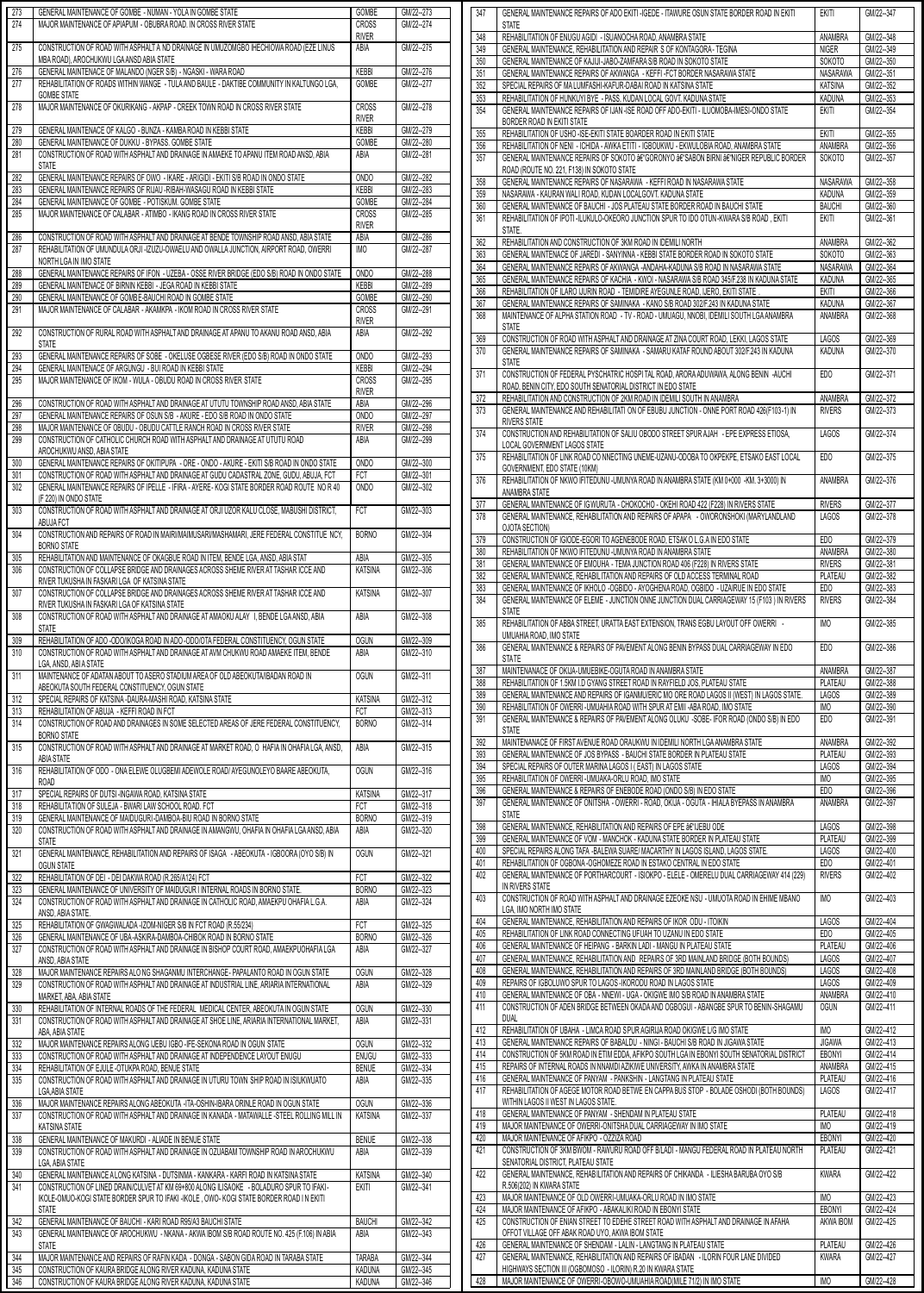| | | | |
|---|---|---|---|
| 273 | GENERAL MAINTENANCE OF GOMBE - NUMAN - YOLA IN GOMBE STATE | GOMBE | GM/22--273 |
| 274 | MAJOR MAINTENANCE OF APIAPUM - OBUBRA ROAD. IN CROSS RIVER STATE | CROSS RIVER | GM/22--274 |
| 275 | CONSTRUCTION OF ROAD WITH ASPHALT A ND DRAINAGE IN UMUZOMGBO IHECHIOWA ROAD (EZE LINUS MBA ROAD), AROCHUKWU LGA ANSD ABIA STATE | ABIA | GM/22--275 |
| 276 | GENERAL MAINTENANCE OF MALANDO (NGER S/B) - NGASKI - WARA ROAD | KEBBI | GM/22--276 |
| 277 | REHABILITATION OF ROADS WITHIN WANGE - TULA AND BAULE - DAKTIBE COMMUNITY IN KALTUNGO LGA, GOMBE STATE | GOMBE | GM/22--277 |
| 278 | MAJOR MAINTENANCE OF OKURIKANG - AKPAP - CREEK TOWN ROAD IN CROSS RIVER STATE | CROSS RIVER | GM/22--278 |
| 279 | GENERAL MAINTENANCE OF KALGO - BUNZA - KAMBA ROAD IN KEBBI STATE | KEBBI | GM/22--279 |
| 280 | GENERAL MAINTENANCE OF DUKKU - BYPASS. GOMBE STATE | GOMBE | GM/22--280 |
| 281 | CONSTRUCTION OF ROAD WITH ASPHALT AND DRAINAGE IN AMAEKE TO APANU ITEM ROAD ANSD, ABIA STATE | ABIA | GM/22--281 |
| 282 | GENERAL MAINTENANCE REPAIRS OF OWO - IKARE - ARIGIDI - EKITI S/B ROAD IN ONDO STATE | ONDO | GM/22--282 |
| 283 | GENERAL MAINTENANCE REPAIRS OF RIJAU -RIBAH-WASAGU ROAD IN KEBBI STATE | KEBBI | GM/22--283 |
| 284 | GENERAL MAINTENANCE OF GOMBE - POTISKUM. GOMBE STATE | GOMBE | GM/22--284 |
| 285 | MAJOR MAINTENANCE OF CALABAR - ATIMBO - IKANG ROAD IN CROSS RIVER STATE | CROSS RIVER | GM/22--285 |
| 286 | CONSTRUCTION OF ROAD WITH ASPHALT AND DRAINAGE AT BENDE TOWNSHIP ROAD ANSD, ABIA STATE | ABIA | GM/22--286 |
| 287 | REHABILITATION OF UMUNDULA ORJI -IZUZU-OWAELU AND OWALLA JUNCTION, AIRPORT ROAD, OWERRI NORTH LGA IN IMO STATE | IMO | GM/22--287 |
| 288 | GENERAL MAINTENANCE REPAIRS OF IFON - UZEBA - OSSE RIVER BRIDGE (EDO S/B) ROAD IN ONDO STATE | ONDO | GM/22--288 |
| 289 | GENERAL MAINTENANCE OF BIRNIN KEBBI - JEGA ROAD IN KEBBI STATE | KEBBI | GM/22--289 |
| 290 | GENERAL MAINTENANCE OF GOMBE-BAUCHI ROAD IN GOMBE STATE | GOMBE | GM/22--290 |
| 291 | MAJOR MAINTENANCE OF CALABAR - AKAMKPA - IKOM ROAD IN CROSS RIVER STATE | CROSS RIVER | GM/22--291 |
| 292 | CONSTRUCTION OF RURAL ROAD WITH ASPHALT AND DRAINAGE AT APANU TO AKANU ROAD ANSD, ABIA STATE | ABIA | GM/22--292 |
| 293 | GENERAL MAINTENANCE REPAIRS OF SOBE - OKELUSE OGBESE RIVER (EDO S/B) ROAD IN ONDO STATE | ONDO | GM/22--293 |
| 294 | GENERAL MAINTENANCE OF ARGUNGU - BUI ROAD IN KEBBI STATE | KEBBI | GM/22--294 |
| 295 | MAJOR MAINTENANCE OF IKOM - WULA - OBUDU ROAD IN CROSS RIVER STATE | CROSS RIVER | GM/22--295 |
| 296 | CONSTRUCTION OF ROAD WITH ASPHALT AND DRAINAGE AT UTUTU TOWNSHIP ROAD ANSD, ABIA STATE | ABIA | GM/22--296 |
| 297 | GENERAL MAINTENANCE REPAIRS OF OSUN S/B - AKURE - EDO S/B ROAD IN ONDO STATE | ONDO | GM/22--297 |
| 298 | MAJOR MAINTENANCE OF OBUDU - OBUDU CATTLE RANCH ROAD IN CROSS RIVER STATE | RIVER | GM/22--298 |
| 299 | CONSTRUCTION OF CATHOLIC CHURCH ROAD WITH ASPHALT AND DRAINAGE AT UTUTU ROAD AROCHUKWU ANSD, ABIA STATE | ABIA | GM/22--299 |
| 300 | GENERAL MAINTENANCE REPAIRS OF OKITIPUPA - ORE - ONDO - AKURE - EKITI S/B ROAD IN ONDO STATE | ONDO | GM/22--300 |
| 301 | CONSTRUCTION OF ROAD WITH ASPHALT AND DRAINAGE AT GUDU CADASTRAL ZONE, GUDU, ABUJA, FCT | FCT | GM/22--301 |
| 302 | GENERAL MAINTENANCE REPAIRS OF IPELLE - IFIRA - AYERE- KOGI STATE BORDER ROAD ROUTE NO R 40 (F 220) IN ONDO STATE | ONDO | GM/22--302 |
| 303 | CONSTRUCTION OF ROAD WITH ASPHALT AND DRAINAGE AT ORJI UZOR KALU CLOSE, MABUSHI DISTRICT, ABUJA FCT | FCT | GM/22--303 |
| 304 | CONSTRUCTION AND REPAIRS OF ROAD IN MAIRI/MAIMUSARI/MASHAMARI, JERE FEDERAL CONSTITUE NCY, BORNO STATE | BORNO | GM/22--304 |
| 305 | REHABILITATION AND MAINTENANCE OF OKAGBUE ROAD IN ITEM, BENDE LGA, ANSD, ABIA STAT | ABIA | GM/22--305 |
| 306 | CONSTRUCTION OF COLLAPSE BRIDGE AND DRAINAGES ACROSS SHEME RIVER AT TASHAR ICCE AND RIVER TUKUSHA IN FASKARI LGA OF KATSINA STATE | KATSINA | GM/22--306 |
| 307 | CONSTRUCTION OF COLLAPSE BRIDGE AND DRAINAGES ACROSS SHEME RIVER AT TASHAR ICCE AND RIVER TUKUSHA IN FASKARI LGA OF KATSINA STATE | KATSINA | GM/22--307 |
| 308 | CONSTRUCTION OF ROAD WITH ASPHALT AND DRAINAGE AT AMAOKU ALAY I, BENDE LGA ANSD, ABIA STATE | ABIA | GM/22--308 |
| 309 | REHABILITATION OF ADO -ODO/IKOGA ROAD IN ADO -ODO/OTA FEDERAL CONSTITUENCY, OGUN STATE | OGUN | GM/22--309 |
| 310 | CONSTRUCTION OF ROAD WITH ASPHALT AND DRAINAGE AT AVM CHUKWU ROAD AMAEKE ITEM, BENDE LGA, ANSD, ABIA STATE | ABIA | GM/22--310 |
| 311 | MAINTENANCE OF ADATAN ABOUT TO ASERO STADIUM AREA OF OLD ABEOKUTA/IBADAN ROAD IN ABEOKUTA SOUTH FEDERAL CONSTITUENCY, OGUN STATE | OGUN | GM/22--311 |
| 312 | SPECIAL REPAIRS OF KATSINA-DAURA-MASHI ROAD, KATSINA STATE | KATSINA | GM/22--312 |
| 313 | REHABILITATION OF ABUJA - KEFFI ROAD IN FCT | FCT | GM/22--313 |
| 314 | CONSTRUCTION OF ROAD AND DRAINAGES IN SOME SELECTED AREAS OF JERE FEDERAL CONSTITUENCY, BORNO STATE | BORNO | GM/22--314 |
| 315 | CONSTRUCTION OF ROAD WITH ASPHALT AND DRAINAGE AT MARKET ROAD, O HAFIA IN OHAFIA LGA, ANSD, ABIA STATE | ABIA | GM/22--315 |
| 316 | REHABILITATION OF ODO - ONA ELEWE OLUGBEMI ADEWOLE ROAD/ AYEGUNOLEYO BAARE ABEOKUTA, ROAD | OGUN | GM/22--316 |
| 317 | SPECIAL REPAIRS OF DUTSI -INGAWA ROAD, KATSINA STATE | KATSINA | GM/22--317 |
| 318 | REHABILITATION OF SULEJA - BWARI LAW SCHOOL ROAD. FCT | FCT | GM/22--318 |
| 319 | GENERAL MAINTENANCE OF MAIDUGURI-DAMBOA-BIU ROAD IN BORNO STATE | BORNO | GM/22--319 |
| 320 | CONSTRUCTION OF ROAD WITH ASPHALT AND DRAINAGE IN AMANGWU, OHAFIA IN OHAFIA LGA ANSD, ABIA STATE | ABIA | GM/22--320 |
| 321 | GENERAL MAINTENANCE, REHABILITATION AND REPAIRS OF ISAGA - ABEOKUTA - IGBOORA (OYO S/B) IN OGUN STATE | OGUN | GM/22--321 |
| 322 | REHABILITATION OF DEI - DEI DAKWA ROAD (R.265/A124) FCT | FCT | GM/22--322 |
| 323 | GENERAL MAINTENANCE OF UNIVERSITY OF MAIDUGUR I INTERNAL ROADS IN BORNO STATE. | BORNO | GM/22--323 |
| 324 | CONSTRUCTION OF ROAD WITH ASPHALT AND DRAINAGE IN CATHOLIC ROAD, AMAEKPU OHAFIA L.G.A. ANSD, ABIA STATE. | ABIA | GM/22--324 |
| 325 | REHABILITATION OF GWAGWALADA -IZOM-NIGER S/B IN FCT ROAD (R.55/234) | FCT | GM/22--325 |
| 326 | GENERAL MAINTENANCE OF UBA-ASKIRA-DAMBOA-CHIBOK ROAD IN BORNO STATE | BORNO | GM/22--326 |
| 327 | CONSTRUCTION OF ROAD WITH ASPHALT AND DRAINAGE IN BISHOP COURT ROAD, AMAEKPUOHAFIA LGA ANSD, ABIA STATE | ABIA | GM/22--327 |
| 328 | MAJOR MAINTENANCE REPAIRS ALO NG SHAGANMU INTERCHANGE- PAPALANTO ROAD IN OGUN STATE | OGUN | GM/22--328 |
| 329 | CONSTRUCTION OF ROAD WITH ASPHALT AND DRAINAGE AT INDUSTRIAL LINE, ARIARIA INTERNATIONAL MARKET, ABA, ABIA STATE | ABIA | GM/22--329 |
| 330 | REHABILITATION OF INTERNAL ROADS OF THE FEDERAL MEDICAL CENTER, ABEOKUTA IN OGUN STATE | OGUN | GM/22--330 |
| 331 | CONSTRUCTION OF ROAD WITH ASPHALT AND DRAINAGE AT SHOE LINE, ARIARIA INTERNATIONAL MARKET, ABA, ABIA STATE | ABIA | GM/22--331 |
| 332 | MAJOR MAINTENANCE REPAIRS ALONG IJEBU IGBO -IFE-SEKONA ROAD IN OGUN STATE | OGUN | GM/22--332 |
| 333 | CONSTRUCTION OF ROAD WITH ASPHALT AND DRAINAGE AT INDEPENDENCE LAYOUT ENUGU | ENUGU | GM/22--333 |
| 334 | REHABILITATION OF EJULE -OTUKPA ROAD, BENUE STATE | BENUE | GM/22--334 |
| 335 | CONSTRUCTION OF ROAD WITH ASPHALT AND DRAINAGE IN UTURU TOWN SHIP ROAD IN ISIUKWUATO LGA,ABIA STATE | ABIA | GM/22--335 |
| 336 | MAJOR MAINTENANCE REPAIRS ALONG ABEOKUTA -ITA-OSHIN-IBARA ORINLE ROAD IN OGUN STATE | OGUN | GM/22--336 |
| 337 | CONSTRUCTION OF ROAD WITH ASPHALT AND DRAINAGE IN KANADA - MATAWALLE -STEEL ROLLING MILL IN KATSINA STATE | KATSINA | GM/22--337 |
| 338 | GENERAL MAINTENANCE OF MAKURDI - ALIADE IN BENUE STATE | BENUE | GM/22--338 |
| 339 | CONSTRUCTION OF ROAD WITH ASPHALT AND DRAINAGE IN OZUABAM TOWNSHIP ROAD IN AROCHUKWU LGA, ABIA STATE | ABIA | GM/22--339 |
| 340 | GENERAL MAINTENANCE ALONG KATSINA - DUTSINMA - KANKARA - KARFI ROAD IN KATSINA STATE | KATSINA | GM/22--340 |
| 341 | CONSTRUCTION OF LINED DRAIN/CULVET AT KM 69+800 ALONG ILISAOKE - BOLADURO SPUR TO IFAKI-IKOLE-OMUO-KOGI STATE BORDER SPUR TO IFAKI -IKOLE , OWO- KOGI STATE BORDER ROAD I N EKITI STATE | EKITI | GM/22--341 |
| 342 | GENERAL MAINTENANCE OF BAUCHI - KARI ROAD R95/A3 BAUCHI STATE | BAUCHI | GM/22--342 |
| 343 | GENERAL MAINTENANCE OF AROCHUKWU - NKANA - AKWA IBOM S/B ROAD ROUTE NO. 425 (F.106) IN ABIA STATE | ABIA | GM/22--343 |
| 344 | MAJOR MAINTENANCE AND REPAIRS OF RAFIN KADA - DONGA - SABON GIDA ROAD IN TARABA STATE | TARABA | GM/22--344 |
| 345 | CONSTRUCTION OF KAURA BRIDGE ALONG RIVER KADUNA, KADUNA STATE | KADUNA | GM/22--345 |
| 346 | CONSTRUCTION OF KAURA BRIDGE ALONG RIVER KADUNA, KADUNA STATE | KADUNA | GM/22--346 |
| 347 | GENERAL MAINTENANCE REPAIRS OF ADO EKITI -IGEDE - ITAWURE OSUN STATE BORDER ROAD IN EKITI STATE | EKITI | GM/22--347 |
| 348 | REHABILITATION OF ENUGU AGIDI - ISUANOCHA ROAD, ANAMBRA STATE | ANAMBRA | GM/22--348 |
| 349 | GENERAL MAINTENANCE, REHABILITATION AND REPAIR S OF KONTAGORA - TEGINA | NIGER | GM/22--349 |
| 350 | GENERAL MAINTENANCE OF KAJIJI -JABO-ZAMFARA S/B ROAD IN SOKOTO STATE | SOKOTO | GM/22--350 |
| 351 | GENERAL MAINTENANCE REPAIRS OF AKWANGA - KEFFI -FCT BORDER NASARAWA STATE | NASARAWA | GM/22--351 |
| 352 | SPECIAL REPAIRS OF MA LUMFASHI-KAFUR-DABAI ROAD IN KATSINA STATE | KATSINA | GM/22--352 |
| 353 | REHABILITATION OF HUNKUYI BYE - PASS, KUDAN LOCAL GOVT. KADUNA STATE | KADUNA | GM/22--353 |
| 354 | GENERAL MAINTENANCE REPAIRS OF IJAN -ISE ROAD OFF ADO-EKITI - ILUOMOBA-IMESI-ONDO STATE BORDER ROAD IN EKITI STATE | EKITI | GM/22--354 |
| 355 | REHABILITATION OF USHO -ISE-EKITI STATE BOARDER ROAD IN EKITI STATE | EKITI | GM/22--355 |
| 356 | REHABILITATION OF NENI - ICHIDA - AWKA ETITI - IGBOUKWU - EKWULOBIA ROAD, ANAMBRA STATE | ANAMBRA | GM/22--356 |
| 357 | GENERAL MAINTENANCE REPAIRS OF SOKOTO â€˜GORONYO â€˜SABON BIRNI â€˜NIGER REPUBLIC BORDER ROAD (ROUTE NO. 221, F138) IN SOKOTO STATE | SOKOTO | GM/22--357 |
| 358 | GENERAL MAINTENANCE REPAIRS OF NASARAWA - KEFFI ROAD IN NASARAWA STATE | NASARAWA | GM/22--358 |
| 359 | NASARAWA - KAURAN WALI ROAD, KUDAN LOCALGOVT. KADUNA STATE | KADUNA | GM/22--359 |
| 360 | GENERAL MAINTENANCE OF BAUCHI - JOS PLATEAU STATE BORDER ROAD IN BAUCHI STATE | BAUCHI | GM/22--360 |
| 361 | REHABILITATION OF IPOTI -ILUKULO-OKEORO JUNCTION SPUR TO IDO OTUN-KWARA S/B ROAD , EKITI STATE. | EKITI | GM/22--361 |
| 362 | REHABILITATION AND CONSTRUCTION OF 3KM ROAD IN IDEMILI NORTH | ANAMBRA | GM/22--362 |
| 363 | GENERAL MAINTENANCE OF JAREDI - SANYINNA - KEBBI STATE BORDER ROAD IN SOKOTO STATE | SOKOTO | GM/22--363 |
| 364 | GENERAL MAINTENANCE REPAIRS OF AKWANGA -ANDAHA-KADUNA S/B ROAD IN NASARAWA STATE | NASARAWA | GM/22--364 |
| 365 | GENERAL MAINTENANCE REPAIRS OF KACHIA - KWOI - NASARAWA S/B ROAD 345/F.238 IN KADUNA STATE | KADUNA | GM/22--365 |
| 366 | REHABILITATION OF ILARO UJURIN ROAD - TEMIDIRE AYEGUNLE ROAD, IJERO, EKITI STATE | EKITI | GM/22--366 |
| 367 | GENERAL MAINTENANCE REPAIRS OF SAMINAKA - KANO S/B ROAD 302/F.243 IN KADUNA STATE | KADUNA | GM/22--367 |
| 368 | MAINTENANCE OF ALPHA STATION ROAD - TV - ROAD - UMUAGU, NNOBI, IDEMILI SOUTH LGA ANAMBRA STATE | ANAMBRA | GM/22--368 |
| 369 | CONSTRUCTION OF ROAD WITH ASPHALT AND DRAINAGE AT ZINA COURT ROAD, LEKKI, LAGOS STATE | LAGOS | GM/22--369 |
| 370 | GENERAL MAINTENANCE REPAIRS OF SAMINAKA - SAMARU KATAF ROUND ABOUT 302/F.243 IN KADUNA STATE | KADUNA | GM/22--370 |
| 371 | CONSTRUCTION OF FEDERAL PYSCHATRIC HOSPI TAL ROAD, ARORA ADUWAWA, ALONG BENIN -AUCHI ROAD, BENIN CITY, EDO SOUTH SENATORIAL DISTRICT IN EDO STATE | EDO | GM/22--371 |
| 372 | REHABILITATION AND CONSTRUCTION OF 2KM ROAD IN IDEMILI SOUTH IN ANAMBRA | ANAMBRA | GM/22--372 |
| 373 | GENERAL MAINTENANCE AND REHABILITATI ON OF EBUBU JUNCTION - ONNE PORT ROAD 426(F103-1) IN RIVERS STATE | RIVERS | GM/22--373 |
| 374 | CONSTRUCTION AND REHABILITATION OF SALIU OBODO STREET SPUR AJAH - EPE EXPRESS ETIOSA, LOCAL GOVERNMENT LAGOS STATE | LAGOS | GM/22--374 |
| 375 | REHABILITATION OF LINK ROAD CO NNECTING UWEME-UZANU-ODOBA TO OKPEKPE, ETSAKO EAST LOCAL GOVERNMENT, EDO STATE (10KM) | EDO | GM/22--375 |
| 376 | REHABILITATION OF NKWO IFITEDUNU -UMUNYA ROAD IN ANAMBRA STATE (KM 0+000 -KM. 3+3000) IN ANAMBRA STATE | ANAMBRA | GM/22--376 |
| 377 | GENERAL MAINTENANCE OF IGWURUTA - CHOKOCHO - OKEHI ROAD 422 (F228) IN RIVERS STATE | RIVERS | GM/22--377 |
| 378 | GENERAL MAINTENANCE, REHABILITATION AND REPAIRS OF APAPA - OWORONSHOKI (MARYLANDLAND OJOTA SECTION) | LAGOS | GM/22--378 |
| 379 | CONSTRUCTION OF IGIODE-EGORI TO AGENEBODE ROAD, ETSAK O L.G.A IN EDO STATE | EDO | GM/22--379 |
| 380 | REHABILITATION OF NKWO IFITEDUNU -UMUNYA ROAD IN ANAMBRA STATE | ANAMBRA | GM/22--380 |
| 381 | GENERAL MAINTENANCE OF EMOUHA - TEMA JUNCTION ROAD 406 (F228) IN RIVERS STATE | RIVERS | GM/22--381 |
| 382 | GENERAL MAINTENANCE, REHABILITATION AND REPAIRS OF OLD ACCESS TERMINAL ROAD | PLATEAU | GM/22--382 |
| 383 | GENERAL MAINTENANCE OF IKHOLO -OGBIDO - AYOGHENA ROAD, OGBIDO - UZAIRUE IN EDO STATE | EDO | GM/22--383 |
| 384 | GENERAL MAINTENANCE OF ELEME - JUNCTION ONNE JUNCTION DUAL CARRIAGEWAY 15 (F103 ) IN RIVERS STATE | RIVERS | GM/22--384 |
| 385 | REHABILITATION OF ABBA STREET, URATTA EAST EXTENSION, TRANS EGBU LAYOUT OFF OWERRI - UMUAHIA ROAD, IMO STATE | IMO | GM/22--385 |
| 386 | GENERAL MAINTENANCE & REPAIRS OF PAVEMENT ALONG BENIN BYPASS DUAL CARRIAGEWAY IN EDO STATE | EDO | GM/22--386 |
| 387 | MAINTENANCE OF OKIJA-UMUEBIKE-OGUTA ROAD IN ANAMBRA STATE | ANAMBRA | GM/22--387 |
| 388 | REHABILITATION OF 1.5KM I.D GYANG STREET ROAD IN RAYFIELD JOS, PLATEAU STATE | PLATEAU | GM/22--388 |
| 389 | GENERAL MAINTENANCE AND REPAIRS OF IGANMU/ERIC MO ORE ROAD LAGOS II (WEST) IN LAGOS STATE. | LAGOS | GM/22--389 |
| 390 | REHABILITATION OF OWERRI -UMUAHIA ROAD WITH SPUR AT EMII -ABA ROAD, IMO STATE | IMO | GM/22--390 |
| 391 | GENERAL MAINTENANCE & REPAIRS OF PAVEMENT ALONG OLUKU -SOBE- IFOR ROAD (ONDO S/B) IN EDO STATE | EDO | GM/22--391 |
| 392 | MAINTENANCE OF FIRST AVENUE ROAD ORAUKWU IN IDEMILI NORTH LGA ANAMBRA STATE | ANAMBRA | GM/22--392 |
| 393 | GENERAL MAINTENANCE OF JOS BYPASS - BAUCHI STATE BORDER IN PLATEAU STATE | PLATEAU | GM/22--393 |
| 394 | SPECIAL REPAIRS OF OUTER MARINA LAGOS I ( EAST) IN LAGOS STATE | LAGOS | GM/22--394 |
| 395 | REHABILITATION OF OWERRI -UMUAKA-ORLU ROAD, IMO STATE | IMO | GM/22--395 |
| 396 | GENERAL MAINTENANCE & REPAIRS OF ENEBODE ROAD (ONDO S/B) IN EDO STATE | EDO | GM/22--396 |
| 397 | GENERAL MAINTENANCE OF ONITSHA - OWERRI - ROAD, OKIJA - OGUTA - IHIALA BYEPASS IN ANAMBRA STATE | ANAMBRA | GM/22--397 |
| 398 | GENERAL MAINTENANCE, REHABILITATION AND REPAIRS OF EPE â€˜IJEBU ODE | LAGOS | GM/22--398 |
| 399 | GENERAL MAINTENANCE OF VOM - MANCHOK - KADUNA STATE BORDER IN PLATEAU STATE | PLATEAU | GM/22--399 |
| 400 | SPECIAL REPAIRS ALONG TAFA -BALEWA SUARE/ MACARTHY IN LAGOS ISLAND, LAGOS STATE. | LAGOS | GM/22--400 |
| 401 | REHABILITATION OF OGBONA -OGHOMEZE ROAD IN ESTAKO CENTRAL IN EDO STATE | EDO | GM/22--401 |
| 402 | GENERAL MAINTENANCE OF PORTHARCOURT - ISIOKPO - ELELE - OMERELU DUAL CARRIAGEWAY 414 (229) IN RIVERS STATE | RIVERS | GM/22--402 |
| 403 | CONSTRUCTION OF ROAD WITH ASPHALT AND DRAINAGE EZEOKE NSU - UMUOTA ROAD IN EHIME MBANO LGA, IMO NORTH IMO STATE | IMO | GM/22--403 |
| 404 | GENERAL MAINTENANCE, REHABILITATION AND REPAIRS OF IKOR ODU - ITOIKIN | LAGOS | GM/22--404 |
| 405 | REHABILITATION OF LINK ROAD CONNECTING UFUAH TO UZANU IN EDO STATE | EDO | GM/22--405 |
| 406 | GENERAL MAINTENANCE OF HEIPANG - BARKIN LADI - MANGU IN PLATEAU STATE | PLATEAU | GM/22--406 |
| 407 | GENERAL MAINTENANCE, REHABILITATION AND REPAIRS OF 3RD MAINLAND BRIDGE (BOTH BOUNDS) | LAGOS | GM/22--407 |
| 408 | GENERAL MAINTENANCE, REHABILITATION AND REPAIRS OF 3RD MAINLAND BRIDGE (BOTH BOUNDS) | LAGOS | GM/22--408 |
| 409 | REPAIRS OF IGBOLUWO SPUR TO LAGOS -IKORODU ROAD IN LAGOS STATE | LAGOS | GM/22--409 |
| 410 | GENERAL MAINTENANCE OF OBA - NNEWI - UGA - OKIGWE IMO S/B ROAD IN ANAMBRA STATE | ANAMBRA | GM/22--410 |
| 411 | CONSTRUCTION OF ADEN BRIDGE BETWEEN OKADA AND OGBOGUI - ABANGBE SPUR TO BENIN-SHAGAMU DUAL | OGUN | GM/22--411 |
| 412 | REHABILITATION OF UBAHA - LIMCA ROAD SPUR AGIRIJA ROAD OKIGWE L/G IMO STATE | IMO | GM/22--412 |
| 413 | GENERAL MAINTENANCE REPAIRS OF BABALDU - NINGI - BAUCHI S/B ROAD IN JIGAWA STATE | JIGAWA | GM/22--413 |
| 414 | CONSTRUCTION OF 5KM ROAD IN ETIM EDDA, AFIKPO SOUTH LGA IN EBONYI SOUTH SENATORIAL DISTRICT | EBONYI | GM/22--414 |
| 415 | REPAIRS OF INTERNAL ROADS IN NNAMDI AZIKIWE UNIVERSITY, AWKA IN ANAMBRA STATE | ANAMBRA | GM/22--415 |
| 416 | GENERAL MAINTENANCE OF PANYAM - PANKSHIN - LANGTANG IN PLATEAU STATE | PLATEAU | GM/22--416 |
| 417 | REHABILITATION OF AGEGE MOTOR ROAD BETWE EN CAPPA BUS STOP - BOLADE OSHODI (BOTH BOUNDS) WITHIN LAGOS II WEST IN LAGOS STATE. | LAGOS | GM/22--417 |
| 418 | GENERAL MAINTENANCE OF PANYAM - SHENDAM IN PLATEAU STATE | PLATEAU | GM/22--418 |
| 419 | MAJOR MAINTENANCE OF OWERRI-ONITSHA DUAL CARRIAGEWAY IN IMO STATE | IMO | GM/22--419 |
| 420 | MAJOR MAINTENANCE OF AFIKPO - OZZIZA ROAD | EBONYI | GM/22--420 |
| 421 | CONSTRUCTION OF 3KM BWOM - RAWURU ROAD OFF BILADI - MANGU FEDERAL ROAD IN PLATEAU NORTH SENATORIAL DISTRICT, PLATEAU STATE | PLATEAU | GM/22--421 |
| 422 | GENERAL MAINTENANCE, REHABILITATION AND REPAIRS OF CHIKANDA - ILIESHA BARUBA OYO S/B R.506(202) IN KWARA STATE | KWARA | GM/22--422 |
| 423 | MAJOR MAINTENANCE OF OLD OWERRI-UMUAKA-ORLU ROAD IN IMO STATE | IMO | GM/22--423 |
| 424 | MAJOR MAINTENANCE OF AFIKPO - ABAKALIKI ROAD IN EBONYI STATE | EBONYI | GM/22--424 |
| 425 | CONSTRUCTION OF ENIAN STREET TO EDEHE STREET ROAD WITH ASPHALT AND DRAINAGE IN AFAHA OFFOT VILLAGE OFF ABAK ROAD UYO, AKWA IBOM STATE | AKWA IBOM | GM/22--425 |
| 426 | GENERAL MAINTENANCE OF SHENDAM - LALIN - LANGTANG IN PLATEAU STATE | PLATEAU | GM/22--426 |
| 427 | GENERAL MAINTENANCE, REHABILITATION AND REPAIRS OF IBADAN - ILORIN FOUR LANE DIVIDED HIGHWAYS SECTION III (OGBOMOSO - ILORIN) R.20 IN KWARA STATE | KWARA | GM/22--427 |
| 428 | MAJOR MAINTENANCE OF OWERRI-OBOWO-UMUAHIA ROAD(MILE 71/2) IN IMO STATE | IMO | GM/22--428 |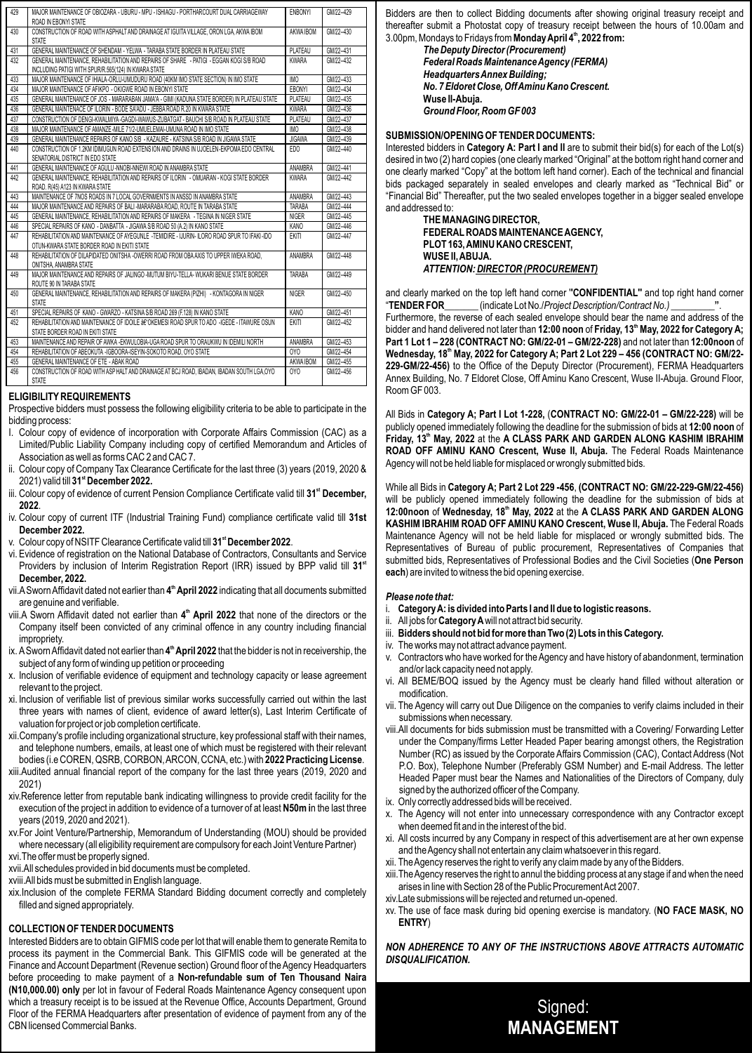| | | | |
|---|---|---|---|
| 429 | MAJOR MAINTENANCE OF OBIOZARA - UBURU - MPU - ISHIAGU - PORTHARCOURT DUAL CARRIAGEWAY ROAD IN EBONYI STATE | EBONYI | GM/22--429 |
| 430 | CONSTRUCTION OF ROAD WITH ASPHALT AND DRAINAGE AT IGUITA VILLAGE, ORON LGA, AKWA IBOM STATE | AKWA IBOM | GM/22--430 |
| 431 | GENERAL MAINTENANCE OF SHENDAM - YELWA - TARABA STATE BORDER IN PLATEAU STATE | PLATEAU | GM/22--431 |
| 432 | GENERAL MAINTENANCE, REHABILITATION AND REPAIRS OF SHARE - PATIGI - EGGAN KOGI S/B ROAD INCLUDING PATIGI WITH SPUR(R.565(124) IN KWARA STATE | KWARA | GM/22--432 |
| 433 | MAJOR MAINTENANCE OF IHIALA-ORLU-UMUDURU ROAD (40KM IMO STATE SECTION) IN IMO STATE | IMO | GM/22--433 |
| 434 | MAJOR MAINTENANCE OF AFIKPO - OKIGWE ROAD IN EBONYI STATE | EBONYI | GM/22--434 |
| 435 | GENERAL MAINTENANCE OF JOS - MARARABAN JAMA'A - GIMI (KADUNA STATE BORDER) IN PLATEAU STATE | PLATEAU | GM/22--435 |
| 436 | GENERAL MAINTENACE OF ILORIN - BODE SA'ADU - JEBBA ROAD R.20 IN KWARA STATE | KWARA | GM/22--436 |
| 437 | CONSTRUCTION OF DENGI-KWALMIYA -GAGDI-WAWUS-ZUBATGAT - BAUCHI S/B ROAD IN PLATEAU STATE | PLATEAU | GM/22--437 |
| 438 | MAJOR MAINTENANCE OF AMANZE -MILE 7 1/2-UMUELEMAI-UMUNA ROAD IN IMO STATE | IMO | GM/22--438 |
| 439 | GENERAL MAINTENANCE REPAIRS OF KANO S/B - KAZAURE - KATSINA S/B ROAD IN JIGAWA STATE | JIGAWA | GM/22--439 |
| 440 | CONSTRUCTION OF 1.2KM IDIMUGUN ROAD EXTENSION AND DRAINS IN UJOELEN-EKPOMA EDO CENTRAL SENATORIAL DISTRICT IN EDO STATE | EDO | GM/22--440 |
| 441 | GENERAL MAINTENANCE OF AGULU-NNOBI-NNEWI ROAD IN ANAMBRA STATE | ANAMBRA | GM/22--441 |
| 442 | GENERAL MAINTENANCE, REHABILITATION AND REPAIRS OF ILORIN - OMUARAN - KOGI STATE BORDER ROAD. R(45) A123 IN KWARA STATE | KWARA | GM/22--442 |
| 443 | MAINTENANCE OF 7NOS ROADS IN 7 LOCAL GOVERNMENTS IN ANSSD IN ANAMBRA STATE | ANAMBRA | GM/22--443 |
| 444 | MAJOR MAINTENANCE AND REPAIRS OF BALI -MARARABA ROAD, ROUTE IN TARABA STATE | TARABA | GM/22--444 |
| 445 | GENERAL MAINTENANCE, REHABILITATION AND REPAIRS OF MAKERA - TEGINA IN NIGER STATE | NIGER | GM/22--445 |
| 446 | SPECIAL REPAIRS OF KANO - DANBATTA - JIGAWA S/B ROAD 50 (A.2) IN KANO STATE | KANO | GM/22--446 |
| 447 | REHABILITATION AND MAINTENANCE OF AYEGUNLE -TEMIDIRE - IJURIN- ILORO ROAD SPUR TO IFAKI -IDO OTUN-KWARA STATE BORDER ROAD IN EKITI STATE | EKITI | GM/22--447 |
| 448 | REHABILITATION OF DILAPIDATED ONITSHA -OWERRI ROAD FROM OBA AXIS TO UPPER IWEKA ROAD, ONITSHA, ANAMBRA STATE | ANAMBRA | GM/22--448 |
| 449 | MAJOR MAINTENANCE AND REPAIRS OF JALINGO -MUTUM BIYU-TELLA- WUKARI BENUE STATE BORDER ROUTE 90 IN TARABA STATE | TARABA | GM/22--449 |
| 450 | GENERAL MAINTENANCE, REHABILITATION AND REPAIRS OF MAKERA (PIZHI) - KONTAGORA IN NIGER STATE | NIGER | GM/22--450 |
| 451 | SPECIAL REPAIRS OF KANO - GWARZO - KATSINA S/B ROAD 269 (F.128) IN KANO STATE | KANO | GM/22--451 |
| 452 | REHABILITATION AND MAINTENANCE OF IDOILE â€'OKEMESI ROAD SPUR TO ADO -IGEDE - ITAWURE OSUN STATE BORDER ROAD IN EKITI STATE | EKITI | GM/22--452 |
| 453 | MAINTENANCE AND REPAIR OF AWKA -EKWULOBIA-UGA ROAD SPUR TO ORAUKWU IN IDEMILI NORTH | ANAMBRA | GM/22--453 |
| 454 | REHABILITATION OF ABEOKUTA -IGBOORA-ISEYIN-SOKOTO ROAD, OYO STATE | OYO | GM/22--454 |
| 455 | GENERAL MAINTENANCE OF ETE - ABAK ROAD | AKWA IBOM | GM/22--455 |
| 456 | CONSTRUCTION OF ROAD WITH ASPHALT AND DRAINAGE AT BCJ ROAD, IBADAN, IBADAN SOUTH LGA,OYO STATE | OYO | GM/22--456 |

## ELIGIBILITY REQUIREMENTS

Prospective bidders must possess the following eligibility criteria to be able to participate in the bidding process:

I. Colour copy of evidence of incorporation with Corporate Affairs Commission (CAC) as a Limited/Public Liability Company including copy of certified Memorandum and Articles of Association as well as forms CAC 2 and CAC 7.
ii. Colour copy of Company Tax Clearance Certificate for the last three (3) years (2019, 2020 & 2021) valid till **31st December 2022.**
iii. Colour copy of evidence of current Pension Compliance Certificate valid till **31st December, 2022**.
iv. Colour copy of current ITF (Industrial Training Fund) compliance certificate valid till **31st December 2022.**
v. Colour copy of NSITF Clearance Certificate valid till **31st December 2022**.
vi. Evidence of registration on the National Database of Contractors, Consultants and Service Providers by inclusion of Interim Registration Report (IRR) issued by BPP valid till **31st December, 2022.**
vii. A Sworn Affidavit dated not earlier than **4th April 2022** indicating that all documents submitted are genuine and verifiable.
viii. A Sworn Affidavit dated not earlier than **4th April 2022** that none of the directors or the Company itself been convicted of any criminal offence in any country including financial impropriety.
ix. A Sworn Affidavit dated not earlier than **4th April 2022** that the bidder is not in receivership, the subject of any form of winding up petition or proceeding
x. Inclusion of verifiable evidence of equipment and technology capacity or lease agreement relevant to the project.
xi. Inclusion of verifiable list of previous similar works successfully carried out within the last three years with names of client, evidence of award letter(s), Last Interim Certificate of valuation for project or job completion certificate.
xii. Company's profile including organizational structure, key professional staff with their names, and telephone numbers, emails, at least one of which must be registered with their relevant bodies (i.e COREN, QSRB, CORBON, ARCON, CCNA, etc.) with **2022 Practicing License**.
xiii. Audited annual financial report of the company for the last three years (2019, 2020 and 2021)
xiv. Reference letter from reputable bank indicating willingness to provide credit facility for the execution of the project in addition to evidence of a turnover of at least **N50m i**n the last three years (2019, 2020 and 2021).
xv. For Joint Venture/Partnership, Memorandum of Understanding (MOU) should be provided where necessary (all eligibility requirement are compulsory for each Joint Venture Partner)
xvi. The offer must be properly signed.
xvii. All schedules provided in bid documents must be completed.
xviii. All bids must be submitted in English language.
xix. Inclusion of the complete FERMA Standard Bidding document correctly and completely filled and signed appropriately.

## COLLECTION OF TENDER DOCUMENTS

Interested Bidders are to obtain GIFMIS code per lot that will enable them to generate Remita to process its payment in the Commercial Bank. This GIFMIS code will be generated at the Finance and Account Department (Revenue section) Ground floor of the Agency Headquarters before proceeding to make payment of a **Non-refundable sum of Ten Thousand Naira (N10,000.00) only** per lot in favour of Federal Roads Maintenance Agency consequent upon which a treasury receipt is to be issued at the Revenue Office, Accounts Department, Ground Floor of the FERMA Headquarters after presentation of evidence of payment from any of the CBN licensed Commercial Banks.

Bidders are then to collect Bidding documents after showing original treasury receipt and thereafter submit a Photostat copy of treasury receipt between the hours of 10.00am and 3.00pm, Mondays to Fridays from **Monday April 4th, 2022 from:**

***The Deputy Director (Procurement)***
***Federal Roads Maintenance Agency (FERMA)***
***Headquarters Annex Building;***
***No. 7 Eldoret Close, Off Aminu Kano Crescent.***
***Wuse II-Abuja.***
***Ground Floor, Room GF 003***

## SUBMISSION/OPENING OF TENDER DOCUMENTS:

Interested bidders in **Category A: Part I and II** are to submit their bid(s) for each of the Lot(s) desired in two (2) hard copies (one clearly marked "Original" at the bottom right hand corner and one clearly marked "Copy" at the bottom left hand corner). Each of the technical and financial bids packaged separately in sealed envelopes and clearly marked as "Technical Bid" or "Financial Bid" Thereafter, put the two sealed envelopes together in a bigger sealed envelope and addressed to:

**THE MANAGING DIRECTOR,**
**FEDERAL ROADS MAINTENANCE AGENCY,**
**PLOT 163, AMINU KANO CRESCENT,**
**WUSE II, ABUJA.**
***ATTENTION: DIRECTOR (PROCUREMENT)***

and clearly marked on the top left hand corner **"CONFIDENTIAL"** and top right hand corner "**TENDER FOR**_______ (indicate Lot No./*Project Description/Contract No.)* _________**"**.
Furthermore, the reverse of each sealed envelope should bear the name and address of the bidder and hand delivered not later than **12:00 noon** of **Friday, 13th May, 2022 for Category A; Part 1 Lot 1 – 228 (CONTRACT NO: GM/22-01 – GM/22-228)** and not later than **12:00noon** of **Wednesday, 18th May, 2022 for Category A; Part 2 Lot 229 – 456 (CONTRACT NO: GM/22-229-GM/22-456)** to the Office of the Deputy Director (Procurement), FERMA Headquarters Annex Building, No. 7 Eldoret Close, Off Aminu Kano Crescent, Wuse II-Abuja. Ground Floor, Room GF 003.

All Bids in **Category A; Part I Lot 1-228,** (**CONTRACT NO: GM/22-01 – GM/22-228)** will be publicly opened immediately following the deadline for the submission of bids at **12:00 noon** of **Friday, 13th May, 2022** at the **A CLASS PARK AND GARDEN ALONG KASHIM IBRAHIM ROAD OFF AMINU KANO Crescent, Wuse II, Abuja.** The Federal Roads Maintenance Agency will not be held liable for misplaced or wrongly submitted bids.

While all Bids in **Category A; Part 2 Lot 229 -456**, **(CONTRACT NO: GM/22-229-GM/22-456)** will be publicly opened immediately following the deadline for the submission of bids at **12:00noon** of **Wednesday, 18th May, 2022** at the **A CLASS PARK AND GARDEN ALONG KASHIM IBRAHIM ROAD OFF AMINU KANO Crescent, Wuse II, Abuja.** The Federal Roads Maintenance Agency will not be held liable for misplaced or wrongly submitted bids. The Representatives of Bureau of public procurement, Representatives of Companies that submitted bids, Representatives of Professional Bodies and the Civil Societies (**One Person each**) are invited to witness the bid opening exercise.

***Please note that:***

i. **Category A: is divided into Parts I and II due to logistic reasons.**
ii. All jobs for **Category A** will not attract bid security.
iii. **Bidders should not bid for more than Two (2) Lots in this Category.**
iv. The works may not attract advance payment.
v. Contractors who have worked for the Agency and have history of abandonment, termination and/or lack capacity need not apply.
vi. All BEME/BOQ issued by the Agency must be clearly hand filled without alteration or modification.
vii. The Agency will carry out Due Diligence on the companies to verify claims included in their submissions when necessary.
viii. All documents for bids submission must be transmitted with a Covering/ Forwarding Letter under the Company/firms Letter Headed Paper bearing amongst others, the Registration Number (RC) as issued by the Corporate Affairs Commission (CAC), Contact Address (Not P.O. Box), Telephone Number (Preferably GSM Number) and E-mail Address. The letter Headed Paper must bear the Names and Nationalities of the Directors of Company, duly signed by the authorized officer of the Company.
ix. Only correctly addressed bids will be received.
x. The Agency will not enter into unnecessary correspondence with any Contractor except when deemed fit and in the interest of the bid.
xi. All costs incurred by any Company in respect of this advertisement are at her own expense and the Agency shall not entertain any claim whatsoever in this regard.
xii. The Agency reserves the right to verify any claim made by any of the Bidders.
xiii. The Agency reserves the right to annul the bidding process at any stage if and when the need arises in line with Section 28 of the Public Procurement Act 2007.
xiv. Late submissions will be rejected and returned un-opened.
xv. The use of face mask during bid opening exercise is mandatory. (**NO FACE MASK, NO ENTRY**)

***NON ADHERENCE TO ANY OF THE INSTRUCTIONS ABOVE ATTRACTS AUTOMATIC DISQUALIFICATION.***

Signed:
**MANAGEMENT**